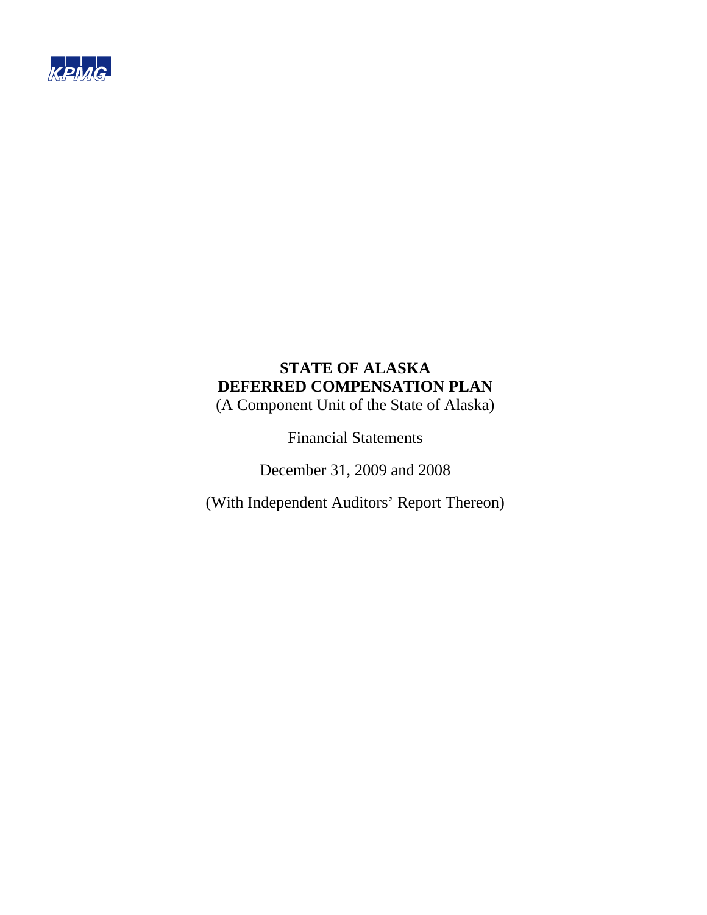KPMG

# STATE OF ALASKA
# DEFERRED COMPENSATION PLAN

(A Component Unit of the State of Alaska)

Financial Statements

December 31, 2009 and 2008

(With Independent Auditors' Report Thereon)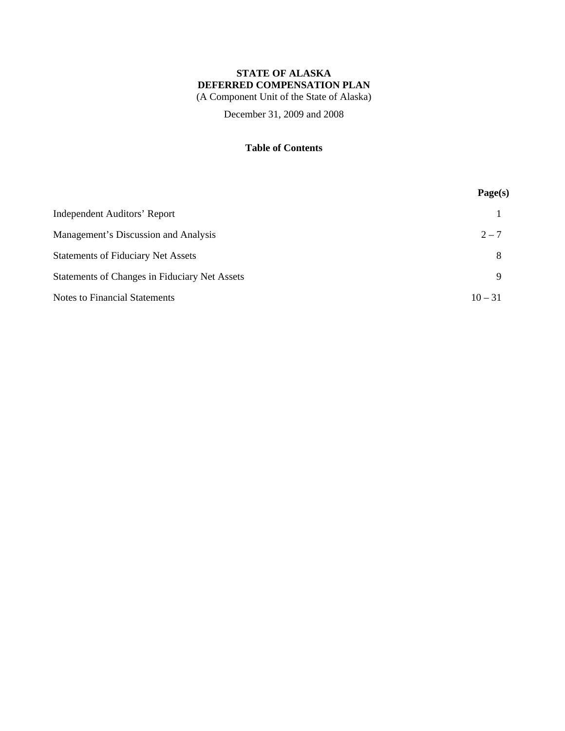**STATE OF ALASKA**
**DEFERRED COMPENSATION PLAN**
(A Component Unit of the State of Alaska)

December 31, 2009 and 2008

**Table of Contents**

| | **Page(s)** |
|---|---|
| Independent Auditors' Report | 1 |
| Management's Discussion and Analysis | 2 – 7 |
| Statements of Fiduciary Net Assets | 8 |
| Statements of Changes in Fiduciary Net Assets | 9 |
| Notes to Financial Statements | 10 – 31 |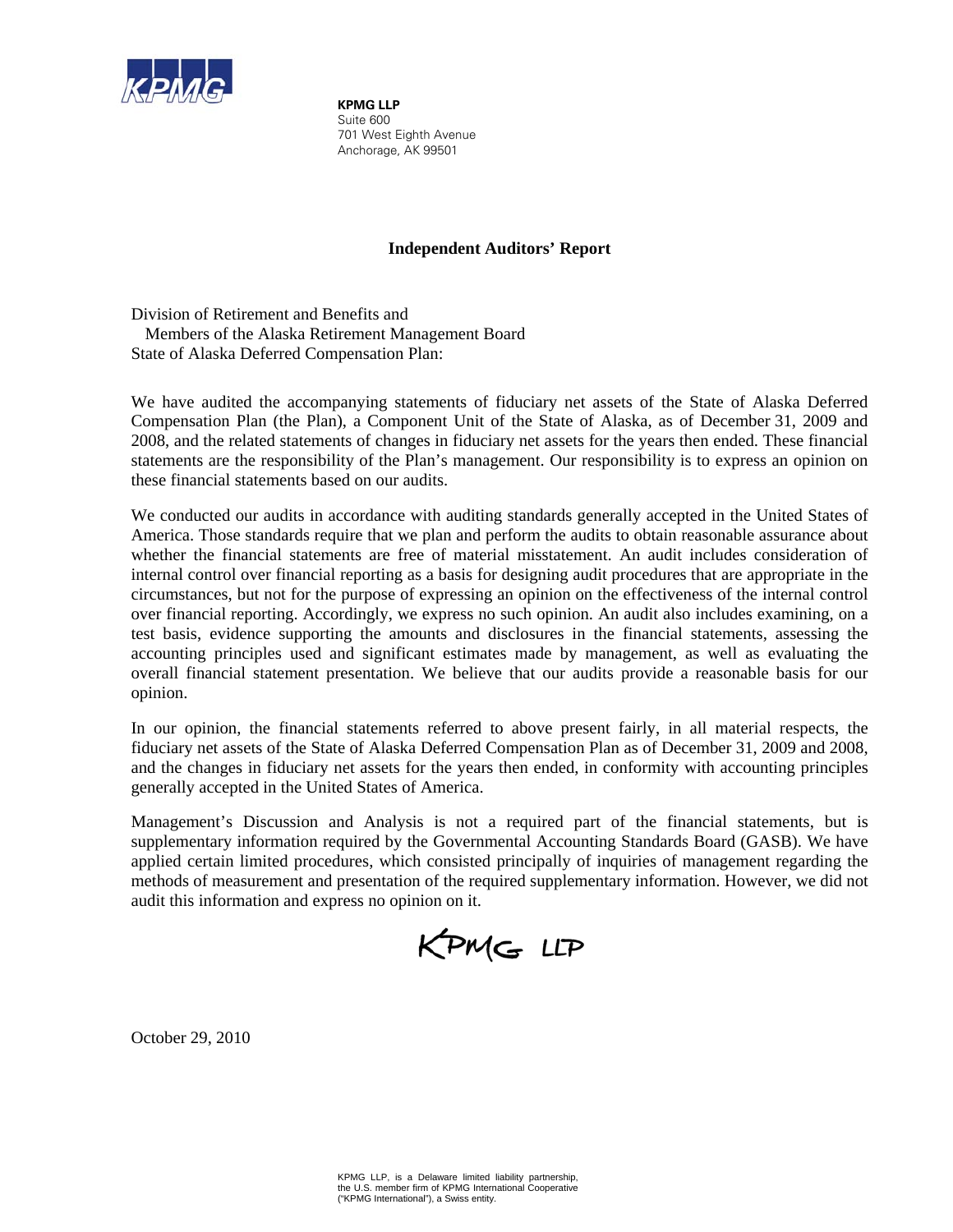**KPMG LLP**
Suite 600
701 West Eighth Avenue
Anchorage, AK 99501

## Independent Auditors' Report

Division of Retirement and Benefits and
Members of the Alaska Retirement Management Board
State of Alaska Deferred Compensation Plan:

We have audited the accompanying statements of fiduciary net assets of the State of Alaska Deferred Compensation Plan (the Plan), a Component Unit of the State of Alaska, as of December 31, 2009 and 2008, and the related statements of changes in fiduciary net assets for the years then ended. These financial statements are the responsibility of the Plan's management. Our responsibility is to express an opinion on these financial statements based on our audits.

We conducted our audits in accordance with auditing standards generally accepted in the United States of America. Those standards require that we plan and perform the audits to obtain reasonable assurance about whether the financial statements are free of material misstatement. An audit includes consideration of internal control over financial reporting as a basis for designing audit procedures that are appropriate in the circumstances, but not for the purpose of expressing an opinion on the effectiveness of the internal control over financial reporting. Accordingly, we express no such opinion. An audit also includes examining, on a test basis, evidence supporting the amounts and disclosures in the financial statements, assessing the accounting principles used and significant estimates made by management, as well as evaluating the overall financial statement presentation. We believe that our audits provide a reasonable basis for our opinion.

In our opinion, the financial statements referred to above present fairly, in all material respects, the fiduciary net assets of the State of Alaska Deferred Compensation Plan as of December 31, 2009 and 2008, and the changes in fiduciary net assets for the years then ended, in conformity with accounting principles generally accepted in the United States of America.

Management's Discussion and Analysis is not a required part of the financial statements, but is supplementary information required by the Governmental Accounting Standards Board (GASB). We have applied certain limited procedures, which consisted principally of inquiries of management regarding the methods of measurement and presentation of the required supplementary information. However, we did not audit this information and express no opinion on it.

KPMG LLP

October 29, 2010

KPMG LLP, is a Delaware limited liability partnership, the U.S. member firm of KPMG International Cooperative ("KPMG International"), a Swiss entity.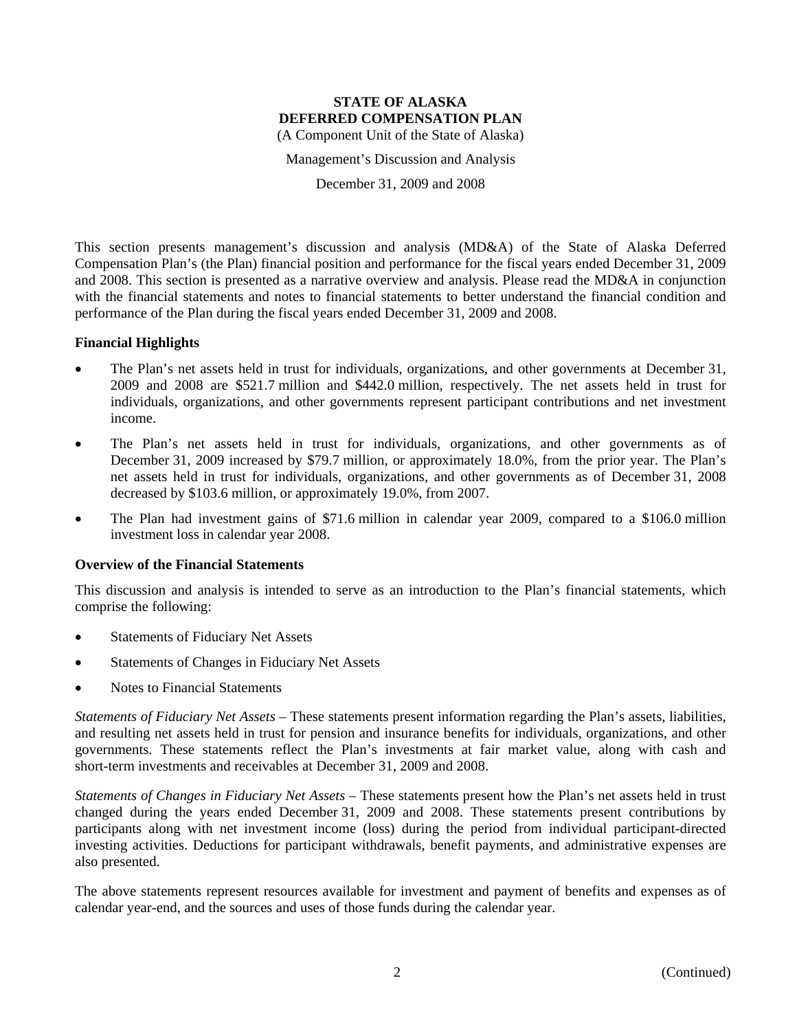# STATE OF ALASKA
# DEFERRED COMPENSATION PLAN

(A Component Unit of the State of Alaska)

Management's Discussion and Analysis

December 31, 2009 and 2008

This section presents management's discussion and analysis (MD&A) of the State of Alaska Deferred Compensation Plan's (the Plan) financial position and performance for the fiscal years ended December 31, 2009 and 2008. This section is presented as a narrative overview and analysis. Please read the MD&A in conjunction with the financial statements and notes to financial statements to better understand the financial condition and performance of the Plan during the fiscal years ended December 31, 2009 and 2008.

**Financial Highlights**

- The Plan's net assets held in trust for individuals, organizations, and other governments at December 31, 2009 and 2008 are $521.7 million and $442.0 million, respectively. The net assets held in trust for individuals, organizations, and other governments represent participant contributions and net investment income.
- The Plan's net assets held in trust for individuals, organizations, and other governments as of December 31, 2009 increased by $79.7 million, or approximately 18.0%, from the prior year. The Plan's net assets held in trust for individuals, organizations, and other governments as of December 31, 2008 decreased by $103.6 million, or approximately 19.0%, from 2007.
- The Plan had investment gains of $71.6 million in calendar year 2009, compared to a $106.0 million investment loss in calendar year 2008.

**Overview of the Financial Statements**

This discussion and analysis is intended to serve as an introduction to the Plan's financial statements, which comprise the following:

- Statements of Fiduciary Net Assets
- Statements of Changes in Fiduciary Net Assets
- Notes to Financial Statements

*Statements of Fiduciary Net Assets* – These statements present information regarding the Plan's assets, liabilities, and resulting net assets held in trust for pension and insurance benefits for individuals, organizations, and other governments. These statements reflect the Plan's investments at fair market value, along with cash and short-term investments and receivables at December 31, 2009 and 2008.

*Statements of Changes in Fiduciary Net Assets* – These statements present how the Plan's net assets held in trust changed during the years ended December 31, 2009 and 2008. These statements present contributions by participants along with net investment income (loss) during the period from individual participant-directed investing activities. Deductions for participant withdrawals, benefit payments, and administrative expenses are also presented.

The above statements represent resources available for investment and payment of benefits and expenses as of calendar year-end, and the sources and uses of those funds during the calendar year.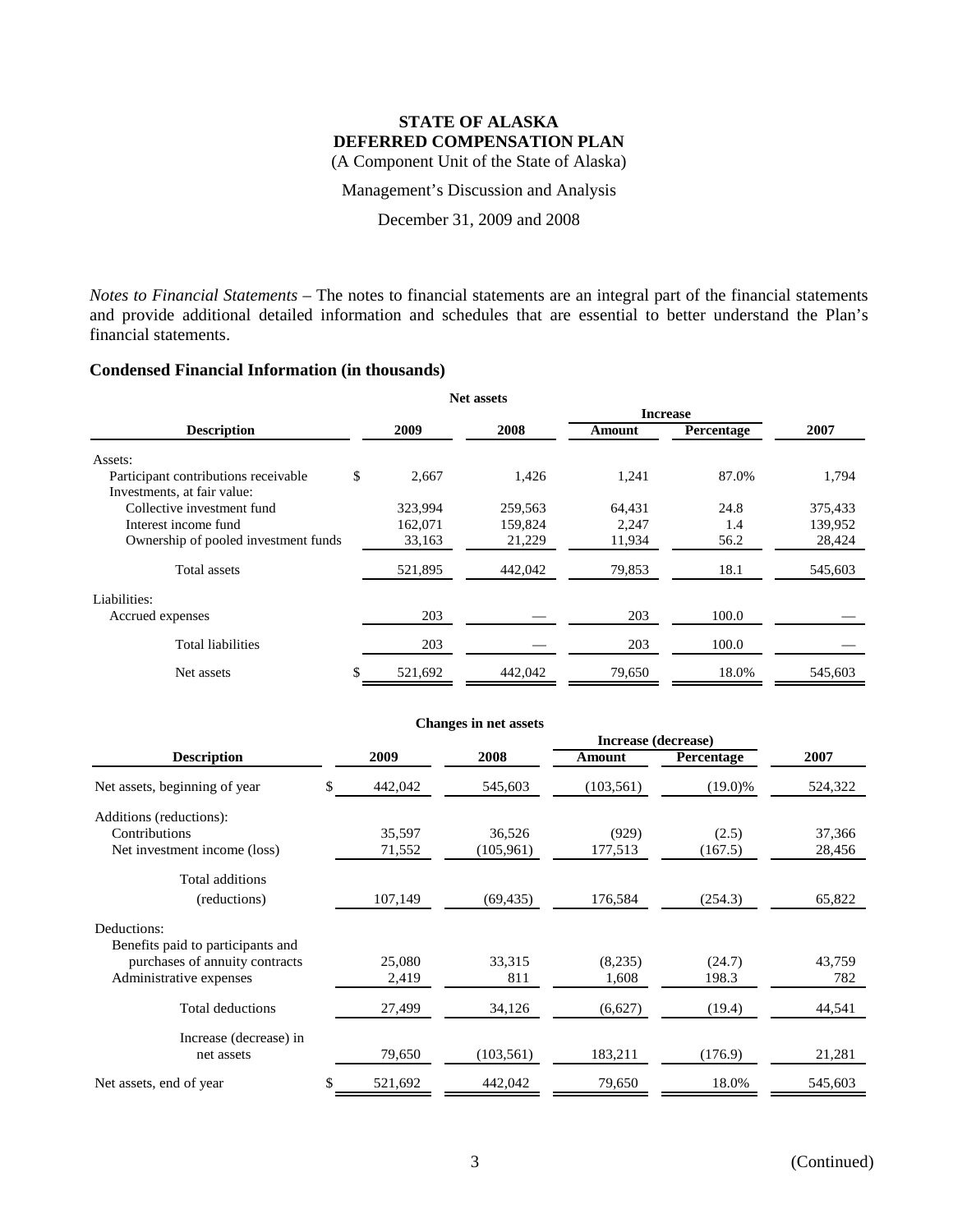# STATE OF ALASKA
# DEFERRED COMPENSATION PLAN

(A Component Unit of the State of Alaska)

Management's Discussion and Analysis

December 31, 2009 and 2008

*Notes to Financial Statements* – The notes to financial statements are an integral part of the financial statements and provide additional detailed information and schedules that are essential to better understand the Plan's financial statements.

### Condensed Financial Information (in thousands)

**Net assets**

| Description | 2009 | 2008 | Increase Amount | Increase Percentage | 2007 |
|---|---|---|---|---|---|
| Assets: | | | | | |
| Participant contributions receivable | $ 2,667 | 1,426 | 1,241 | 87.0% | 1,794 |
| Investments, at fair value: | | | | | |
| Collective investment fund | 323,994 | 259,563 | 64,431 | 24.8 | 375,433 |
| Interest income fund | 162,071 | 159,824 | 2,247 | 1.4 | 139,952 |
| Ownership of pooled investment funds | 33,163 | 21,229 | 11,934 | 56.2 | 28,424 |
| Total assets | 521,895 | 442,042 | 79,853 | 18.1 | 545,603 |
| Liabilities: | | | | | |
| Accrued expenses | 203 | — | 203 | 100.0 | — |
| Total liabilities | 203 | — | 203 | 100.0 | — |
| Net assets | $ 521,692 | 442,042 | 79,650 | 18.0% | 545,603 |

**Changes in net assets**

| Description | 2009 | 2008 | Increase (decrease) Amount | Increase (decrease) Percentage | 2007 |
|---|---|---|---|---|---|
| Net assets, beginning of year | $ 442,042 | 545,603 | (103,561) | (19.0)% | 524,322 |
| Additions (reductions): | | | | | |
| Contributions | 35,597 | 36,526 | (929) | (2.5) | 37,366 |
| Net investment income (loss) | 71,552 | (105,961) | 177,513 | (167.5) | 28,456 |
| Total additions (reductions) | 107,149 | (69,435) | 176,584 | (254.3) | 65,822 |
| Deductions: | | | | | |
| Benefits paid to participants and purchases of annuity contracts | 25,080 | 33,315 | (8,235) | (24.7) | 43,759 |
| Administrative expenses | 2,419 | 811 | 1,608 | 198.3 | 782 |
| Total deductions | 27,499 | 34,126 | (6,627) | (19.4) | 44,541 |
| Increase (decrease) in net assets | 79,650 | (103,561) | 183,211 | (176.9) | 21,281 |
| Net assets, end of year | $ 521,692 | 442,042 | 79,650 | 18.0% | 545,603 |

(Continued)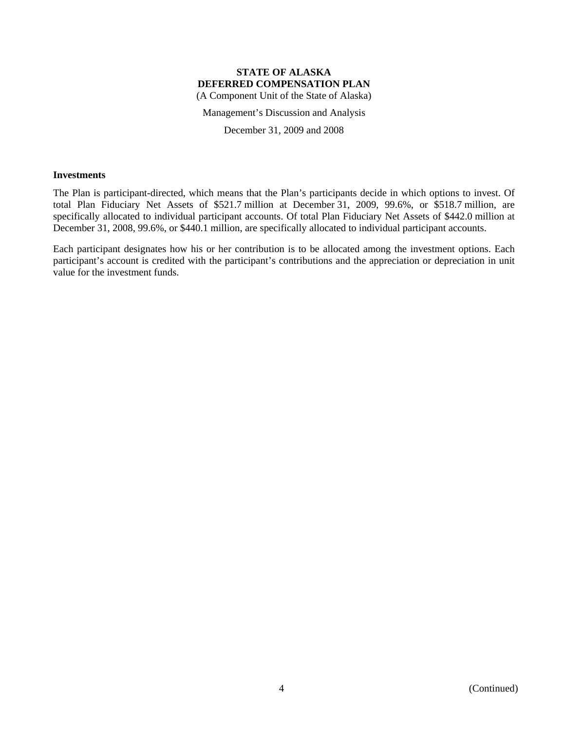**STATE OF ALASKA**
**DEFERRED COMPENSATION PLAN**
(A Component Unit of the State of Alaska)

Management's Discussion and Analysis

December 31, 2009 and 2008

### Investments

The Plan is participant-directed, which means that the Plan's participants decide in which options to invest. Of total Plan Fiduciary Net Assets of $521.7 million at December 31, 2009, 99.6%, or $518.7 million, are specifically allocated to individual participant accounts. Of total Plan Fiduciary Net Assets of $442.0 million at December 31, 2008, 99.6%, or $440.1 million, are specifically allocated to individual participant accounts.

Each participant designates how his or her contribution is to be allocated among the investment options. Each participant's account is credited with the participant's contributions and the appreciation or depreciation in unit value for the investment funds.

(Continued)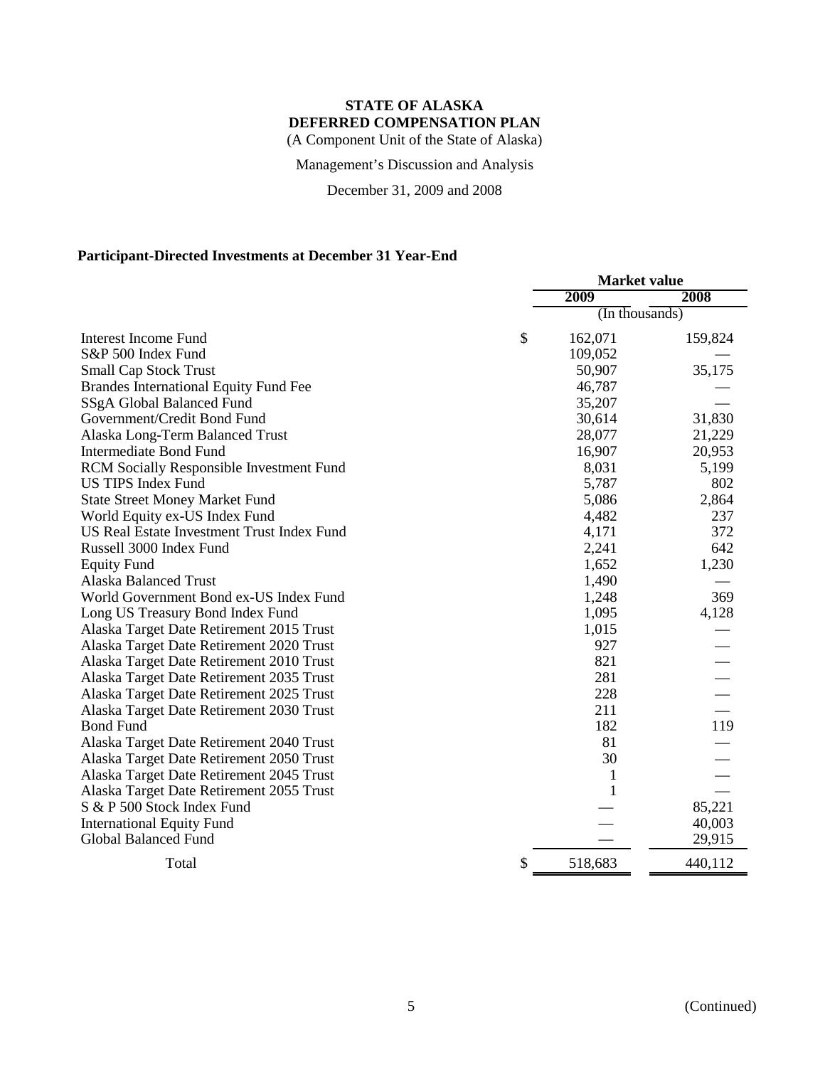**STATE OF ALASKA**
**DEFERRED COMPENSATION PLAN**
(A Component Unit of the State of Alaska)

Management's Discussion and Analysis

December 31, 2009 and 2008

### Participant-Directed Investments at December 31 Year-End

| | Market value | |
|---|---|---|
| | 2009 | 2008 |
| | (In thousands) | |
| Interest Income Fund | $ 162,071 | 159,824 |
| S&P 500 Index Fund | 109,052 | — |
| Small Cap Stock Trust | 50,907 | 35,175 |
| Brandes International Equity Fund Fee | 46,787 | — |
| SSgA Global Balanced Fund | 35,207 | — |
| Government/Credit Bond Fund | 30,614 | 31,830 |
| Alaska Long-Term Balanced Trust | 28,077 | 21,229 |
| Intermediate Bond Fund | 16,907 | 20,953 |
| RCM Socially Responsible Investment Fund | 8,031 | 5,199 |
| US TIPS Index Fund | 5,787 | 802 |
| State Street Money Market Fund | 5,086 | 2,864 |
| World Equity ex-US Index Fund | 4,482 | 237 |
| US Real Estate Investment Trust Index Fund | 4,171 | 372 |
| Russell 3000 Index Fund | 2,241 | 642 |
| Equity Fund | 1,652 | 1,230 |
| Alaska Balanced Trust | 1,490 | — |
| World Government Bond ex-US Index Fund | 1,248 | 369 |
| Long US Treasury Bond Index Fund | 1,095 | 4,128 |
| Alaska Target Date Retirement 2015 Trust | 1,015 | — |
| Alaska Target Date Retirement 2020 Trust | 927 | — |
| Alaska Target Date Retirement 2010 Trust | 821 | — |
| Alaska Target Date Retirement 2035 Trust | 281 | — |
| Alaska Target Date Retirement 2025 Trust | 228 | — |
| Alaska Target Date Retirement 2030 Trust | 211 | — |
| Bond Fund | 182 | 119 |
| Alaska Target Date Retirement 2040 Trust | 81 | — |
| Alaska Target Date Retirement 2050 Trust | 30 | — |
| Alaska Target Date Retirement 2045 Trust | 1 | — |
| Alaska Target Date Retirement 2055 Trust | 1 | — |
| S & P 500 Stock Index Fund | — | 85,221 |
| International Equity Fund | — | 40,003 |
| Global Balanced Fund | — | 29,915 |
| Total | $ 518,683 | 440,112 |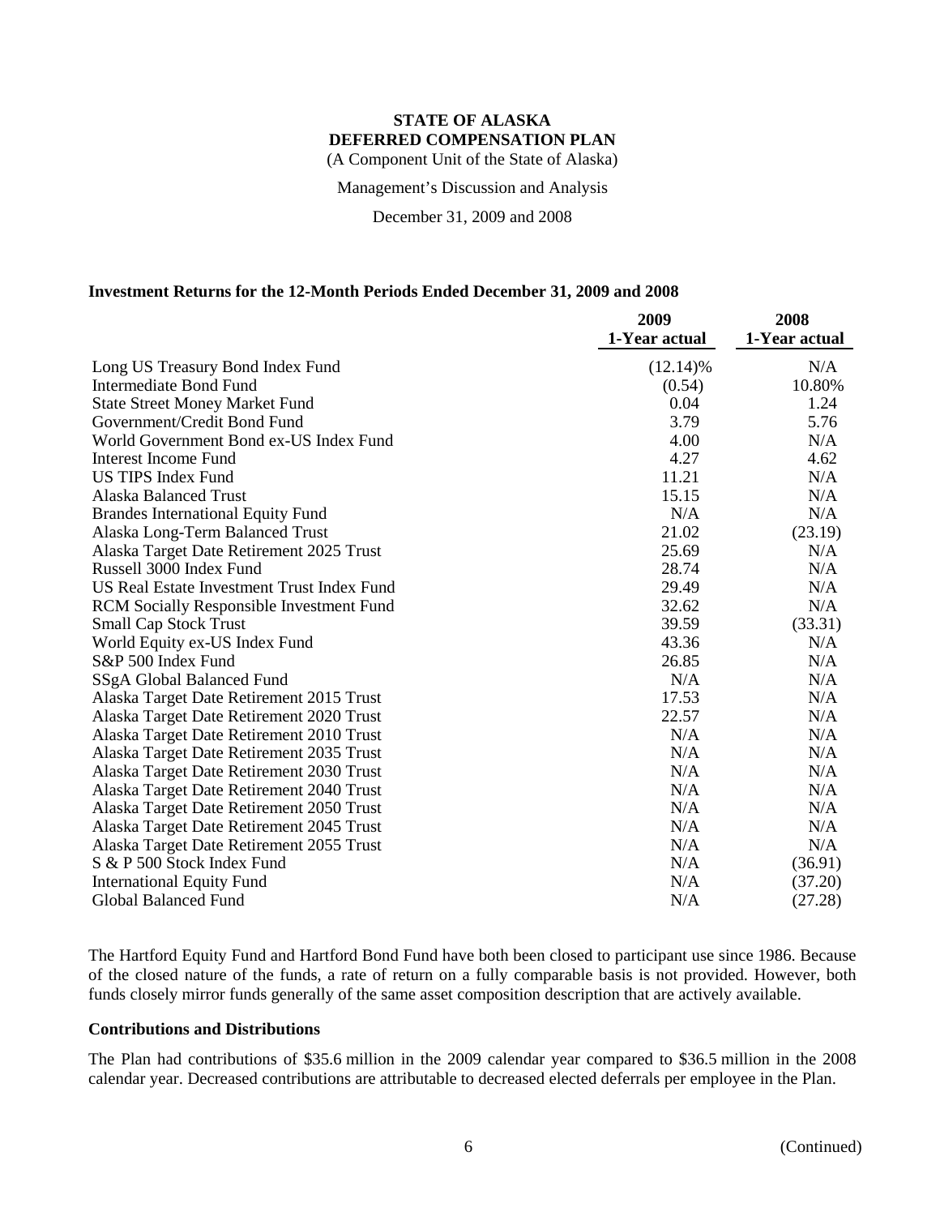# STATE OF ALASKA
# DEFERRED COMPENSATION PLAN

(A Component Unit of the State of Alaska)

Management's Discussion and Analysis

December 31, 2009 and 2008

### Investment Returns for the 12-Month Periods Ended December 31, 2009 and 2008

| | 2009 1-Year actual | 2008 1-Year actual |
|---|---|---|
| Long US Treasury Bond Index Fund | (12.14)% | N/A |
| Intermediate Bond Fund | (0.54) | 10.80% |
| State Street Money Market Fund | 0.04 | 1.24 |
| Government/Credit Bond Fund | 3.79 | 5.76 |
| World Government Bond ex-US Index Fund | 4.00 | N/A |
| Interest Income Fund | 4.27 | 4.62 |
| US TIPS Index Fund | 11.21 | N/A |
| Alaska Balanced Trust | 15.15 | N/A |
| Brandes International Equity Fund | N/A | N/A |
| Alaska Long-Term Balanced Trust | 21.02 | (23.19) |
| Alaska Target Date Retirement 2025 Trust | 25.69 | N/A |
| Russell 3000 Index Fund | 28.74 | N/A |
| US Real Estate Investment Trust Index Fund | 29.49 | N/A |
| RCM Socially Responsible Investment Fund | 32.62 | N/A |
| Small Cap Stock Trust | 39.59 | (33.31) |
| World Equity ex-US Index Fund | 43.36 | N/A |
| S&P 500 Index Fund | 26.85 | N/A |
| SSgA Global Balanced Fund | N/A | N/A |
| Alaska Target Date Retirement 2015 Trust | 17.53 | N/A |
| Alaska Target Date Retirement 2020 Trust | 22.57 | N/A |
| Alaska Target Date Retirement 2010 Trust | N/A | N/A |
| Alaska Target Date Retirement 2035 Trust | N/A | N/A |
| Alaska Target Date Retirement 2030 Trust | N/A | N/A |
| Alaska Target Date Retirement 2040 Trust | N/A | N/A |
| Alaska Target Date Retirement 2050 Trust | N/A | N/A |
| Alaska Target Date Retirement 2045 Trust | N/A | N/A |
| Alaska Target Date Retirement 2055 Trust | N/A | N/A |
| S & P 500 Stock Index Fund | N/A | (36.91) |
| International Equity Fund | N/A | (37.20) |
| Global Balanced Fund | N/A | (27.28) |

The Hartford Equity Fund and Hartford Bond Fund have both been closed to participant use since 1986. Because of the closed nature of the funds, a rate of return on a fully comparable basis is not provided. However, both funds closely mirror funds generally of the same asset composition description that are actively available.

### Contributions and Distributions

The Plan had contributions of $35.6 million in the 2009 calendar year compared to $36.5 million in the 2008 calendar year. Decreased contributions are attributable to decreased elected deferrals per employee in the Plan.

(Continued)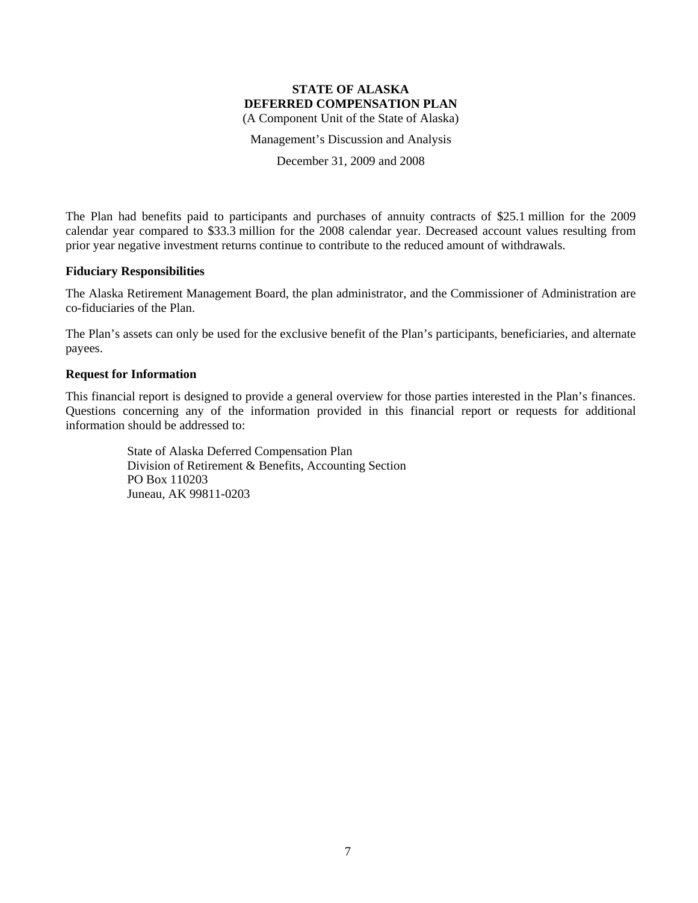The Plan had benefits paid to participants and purchases of annuity contracts of $25.1 million for the 2009 calendar year compared to $33.3 million for the 2008 calendar year. Decreased account values resulting from prior year negative investment returns continue to contribute to the reduced amount of withdrawals.

### Fiduciary Responsibilities

The Alaska Retirement Management Board, the plan administrator, and the Commissioner of Administration are co-fiduciaries of the Plan.

The Plan's assets can only be used for the exclusive benefit of the Plan's participants, beneficiaries, and alternate payees.

### Request for Information

This financial report is designed to provide a general overview for those parties interested in the Plan's finances. Questions concerning any of the information provided in this financial report or requests for additional information should be addressed to:

State of Alaska Deferred Compensation Plan
Division of Retirement & Benefits, Accounting Section
PO Box 110203
Juneau, AK 99811-0203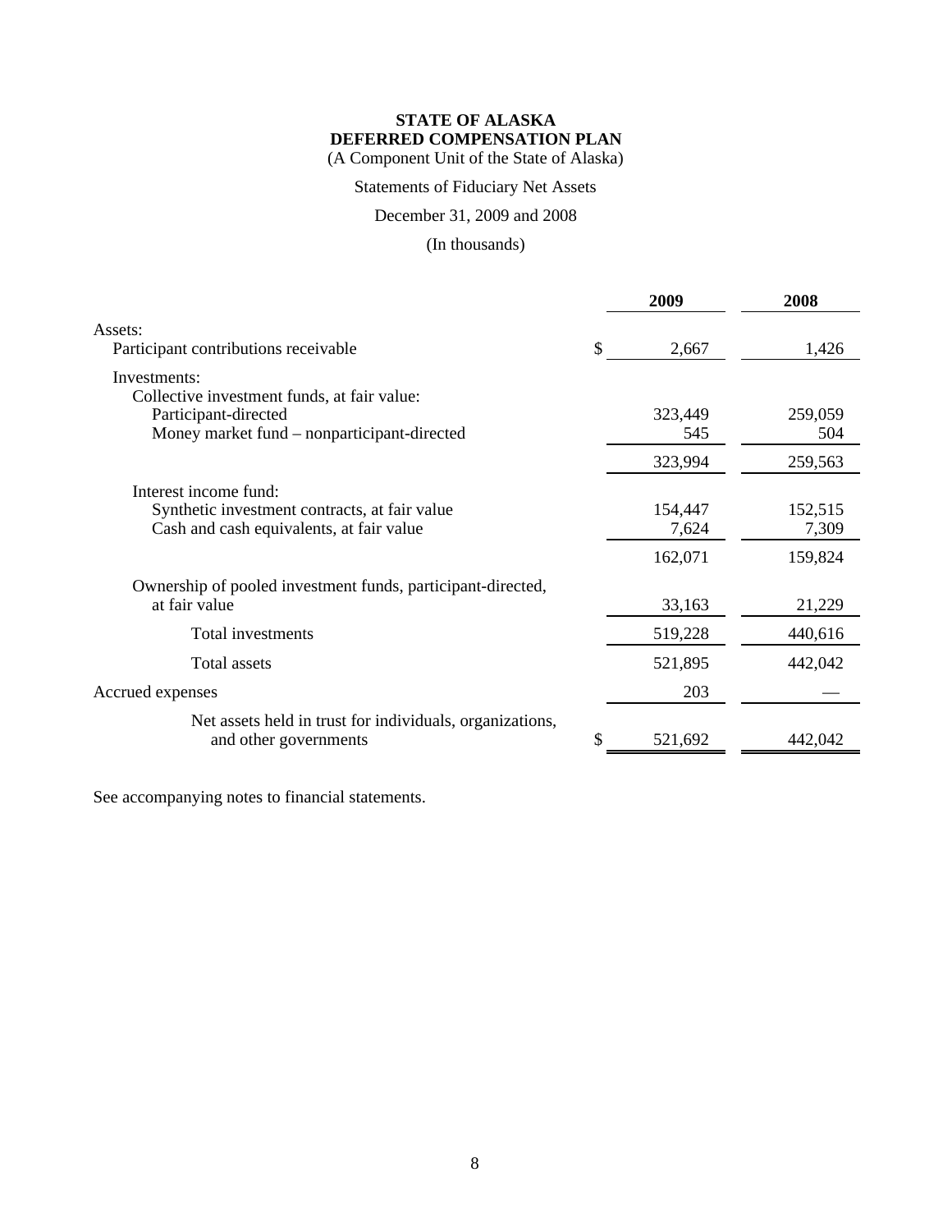**STATE OF ALASKA**
**DEFERRED COMPENSATION PLAN**
(A Component Unit of the State of Alaska)

Statements of Fiduciary Net Assets

December 31, 2009 and 2008

(In thousands)

| | 2009 | 2008 |
|---|---|---|
| Assets: | | |
| Participant contributions receivable | $ 2,667 | 1,426 |
| Investments: | | |
| Collective investment funds, at fair value: | | |
| Participant-directed | 323,449 | 259,059 |
| Money market fund – nonparticipant-directed | 545 | 504 |
| | 323,994 | 259,563 |
| Interest income fund: | | |
| Synthetic investment contracts, at fair value | 154,447 | 152,515 |
| Cash and cash equivalents, at fair value | 7,624 | 7,309 |
| | 162,071 | 159,824 |
| Ownership of pooled investment funds, participant-directed, at fair value | 33,163 | 21,229 |
| Total investments | 519,228 | 440,616 |
| Total assets | 521,895 | 442,042 |
| Accrued expenses | 203 | — |
| Net assets held in trust for individuals, organizations, and other governments | $ 521,692 | 442,042 |

See accompanying notes to financial statements.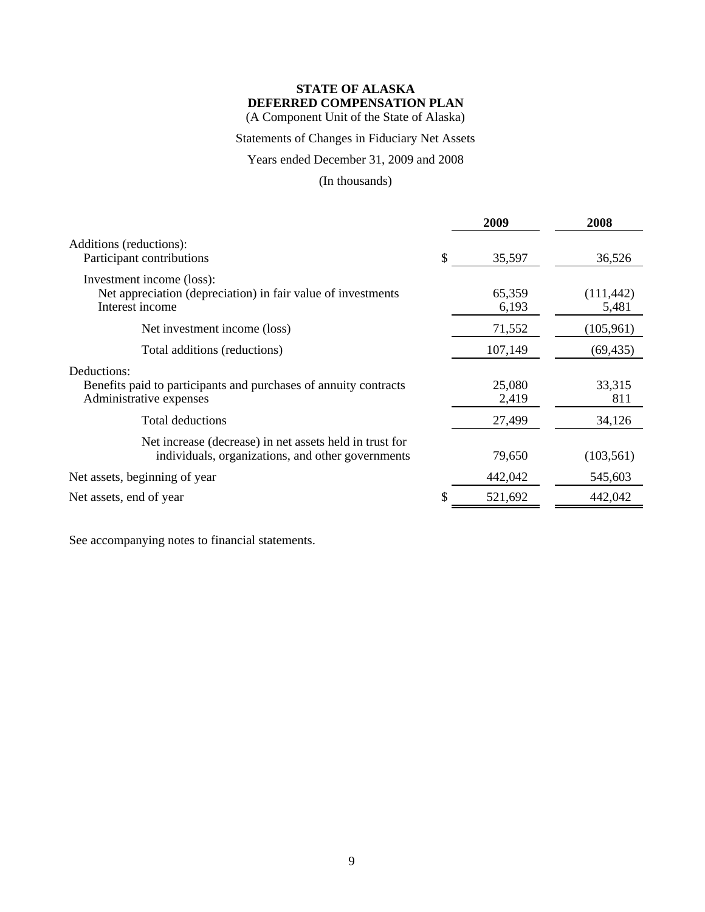**STATE OF ALASKA**
**DEFERRED COMPENSATION PLAN**
(A Component Unit of the State of Alaska)

Statements of Changes in Fiduciary Net Assets

Years ended December 31, 2009 and 2008

(In thousands)

| | 2009 | 2008 |
|---|---|---|
| Additions (reductions): | | |
| Participant contributions | $ 35,597 | 36,526 |
| Investment income (loss): | | |
| Net appreciation (depreciation) in fair value of investments | 65,359 | (111,442) |
| Interest income | 6,193 | 5,481 |
| Net investment income (loss) | 71,552 | (105,961) |
| Total additions (reductions) | 107,149 | (69,435) |
| Deductions: | | |
| Benefits paid to participants and purchases of annuity contracts | 25,080 | 33,315 |
| Administrative expenses | 2,419 | 811 |
| Total deductions | 27,499 | 34,126 |
| Net increase (decrease) in net assets held in trust for individuals, organizations, and other governments | 79,650 | (103,561) |
| Net assets, beginning of year | 442,042 | 545,603 |
| Net assets, end of year | $ 521,692 | 442,042 |

See accompanying notes to financial statements.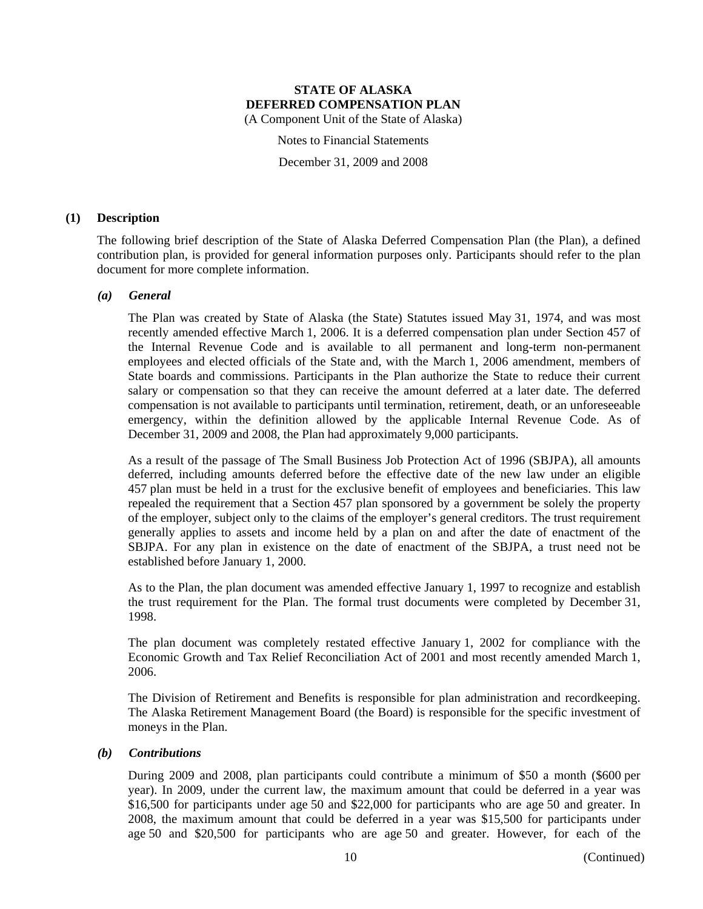# STATE OF ALASKA
# DEFERRED COMPENSATION PLAN

(A Component Unit of the State of Alaska)

Notes to Financial Statements

December 31, 2009 and 2008

## (1) Description

The following brief description of the State of Alaska Deferred Compensation Plan (the Plan), a defined contribution plan, is provided for general information purposes only. Participants should refer to the plan document for more complete information.

### *(a) General*

The Plan was created by State of Alaska (the State) Statutes issued May 31, 1974, and was most recently amended effective March 1, 2006. It is a deferred compensation plan under Section 457 of the Internal Revenue Code and is available to all permanent and long-term non-permanent employees and elected officials of the State and, with the March 1, 2006 amendment, members of State boards and commissions. Participants in the Plan authorize the State to reduce their current salary or compensation so that they can receive the amount deferred at a later date. The deferred compensation is not available to participants until termination, retirement, death, or an unforeseeable emergency, within the definition allowed by the applicable Internal Revenue Code. As of December 31, 2009 and 2008, the Plan had approximately 9,000 participants.

As a result of the passage of The Small Business Job Protection Act of 1996 (SBJPA), all amounts deferred, including amounts deferred before the effective date of the new law under an eligible 457 plan must be held in a trust for the exclusive benefit of employees and beneficiaries. This law repealed the requirement that a Section 457 plan sponsored by a government be solely the property of the employer, subject only to the claims of the employer's general creditors. The trust requirement generally applies to assets and income held by a plan on and after the date of enactment of the SBJPA. For any plan in existence on the date of enactment of the SBJPA, a trust need not be established before January 1, 2000.

As to the Plan, the plan document was amended effective January 1, 1997 to recognize and establish the trust requirement for the Plan. The formal trust documents were completed by December 31, 1998.

The plan document was completely restated effective January 1, 2002 for compliance with the Economic Growth and Tax Relief Reconciliation Act of 2001 and most recently amended March 1, 2006.

The Division of Retirement and Benefits is responsible for plan administration and recordkeeping. The Alaska Retirement Management Board (the Board) is responsible for the specific investment of moneys in the Plan.

### *(b) Contributions*

During 2009 and 2008, plan participants could contribute a minimum of \$50 a month (\$600 per year). In 2009, under the current law, the maximum amount that could be deferred in a year was \$16,500 for participants under age 50 and \$22,000 for participants who are age 50 and greater. In 2008, the maximum amount that could be deferred in a year was \$15,500 for participants under age 50 and \$20,500 for participants who are age 50 and greater. However, for each of the

(Continued)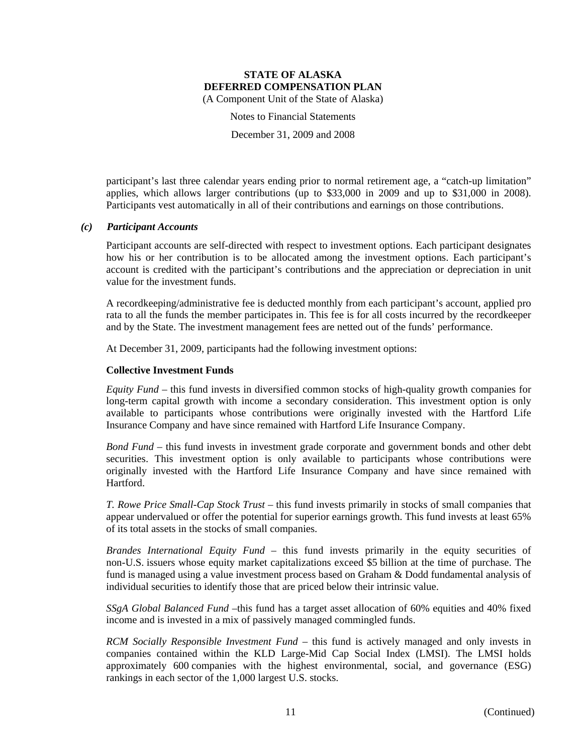participant's last three calendar years ending prior to normal retirement age, a "catch-up limitation" applies, which allows larger contributions (up to $33,000 in 2009 and up to $31,000 in 2008). Participants vest automatically in all of their contributions and earnings on those contributions.

### *(c) Participant Accounts*

Participant accounts are self-directed with respect to investment options. Each participant designates how his or her contribution is to be allocated among the investment options. Each participant's account is credited with the participant's contributions and the appreciation or depreciation in unit value for the investment funds.

A recordkeeping/administrative fee is deducted monthly from each participant's account, applied pro rata to all the funds the member participates in. This fee is for all costs incurred by the recordkeeper and by the State. The investment management fees are netted out of the funds' performance.

At December 31, 2009, participants had the following investment options:

**Collective Investment Funds**

*Equity Fund* – this fund invests in diversified common stocks of high-quality growth companies for long-term capital growth with income a secondary consideration. This investment option is only available to participants whose contributions were originally invested with the Hartford Life Insurance Company and have since remained with Hartford Life Insurance Company.

*Bond Fund* – this fund invests in investment grade corporate and government bonds and other debt securities. This investment option is only available to participants whose contributions were originally invested with the Hartford Life Insurance Company and have since remained with Hartford.

*T. Rowe Price Small-Cap Stock Trust* – this fund invests primarily in stocks of small companies that appear undervalued or offer the potential for superior earnings growth. This fund invests at least 65% of its total assets in the stocks of small companies.

*Brandes International Equity Fund* – this fund invests primarily in the equity securities of non-U.S. issuers whose equity market capitalizations exceed $5 billion at the time of purchase. The fund is managed using a value investment process based on Graham & Dodd fundamental analysis of individual securities to identify those that are priced below their intrinsic value.

*SSgA Global Balanced Fund* –this fund has a target asset allocation of 60% equities and 40% fixed income and is invested in a mix of passively managed commingled funds.

*RCM Socially Responsible Investment Fund* – this fund is actively managed and only invests in companies contained within the KLD Large-Mid Cap Social Index (LMSI). The LMSI holds approximately 600 companies with the highest environmental, social, and governance (ESG) rankings in each sector of the 1,000 largest U.S. stocks.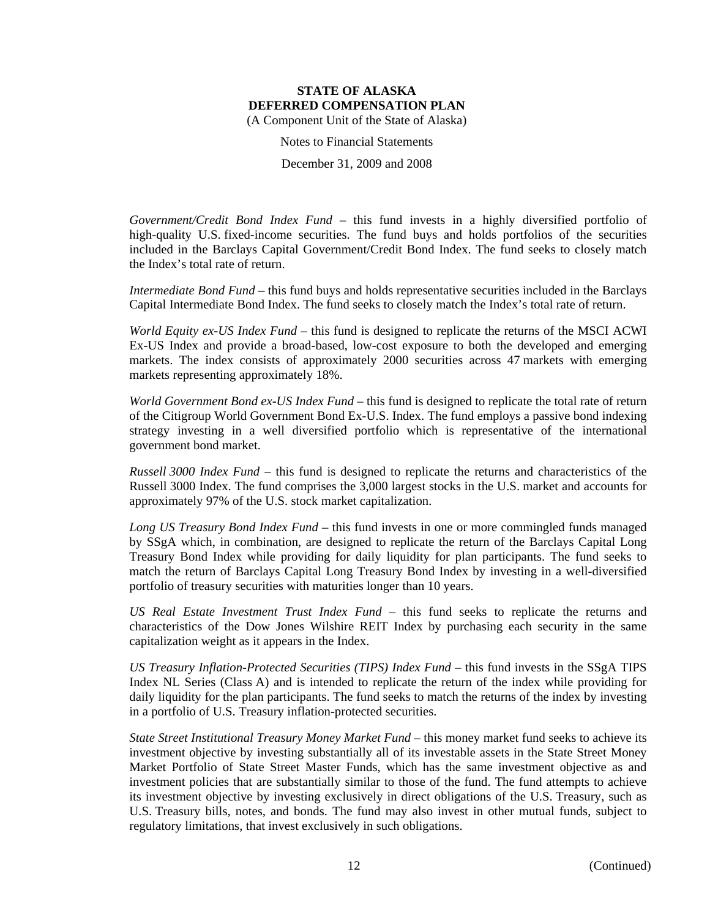*Government/Credit Bond Index Fund* – this fund invests in a highly diversified portfolio of high-quality U.S. fixed-income securities. The fund buys and holds portfolios of the securities included in the Barclays Capital Government/Credit Bond Index. The fund seeks to closely match the Index's total rate of return.

*Intermediate Bond Fund* – this fund buys and holds representative securities included in the Barclays Capital Intermediate Bond Index. The fund seeks to closely match the Index's total rate of return.

*World Equity ex-US Index Fund* – this fund is designed to replicate the returns of the MSCI ACWI Ex-US Index and provide a broad-based, low-cost exposure to both the developed and emerging markets. The index consists of approximately 2000 securities across 47 markets with emerging markets representing approximately 18%.

*World Government Bond ex-US Index Fund* – this fund is designed to replicate the total rate of return of the Citigroup World Government Bond Ex-U.S. Index. The fund employs a passive bond indexing strategy investing in a well diversified portfolio which is representative of the international government bond market.

*Russell 3000 Index Fund* – this fund is designed to replicate the returns and characteristics of the Russell 3000 Index. The fund comprises the 3,000 largest stocks in the U.S. market and accounts for approximately 97% of the U.S. stock market capitalization.

*Long US Treasury Bond Index Fund* – this fund invests in one or more commingled funds managed by SSgA which, in combination, are designed to replicate the return of the Barclays Capital Long Treasury Bond Index while providing for daily liquidity for plan participants. The fund seeks to match the return of Barclays Capital Long Treasury Bond Index by investing in a well-diversified portfolio of treasury securities with maturities longer than 10 years.

*US Real Estate Investment Trust Index Fund* – this fund seeks to replicate the returns and characteristics of the Dow Jones Wilshire REIT Index by purchasing each security in the same capitalization weight as it appears in the Index.

*US Treasury Inflation-Protected Securities (TIPS) Index Fund* – this fund invests in the SSgA TIPS Index NL Series (Class A) and is intended to replicate the return of the index while providing for daily liquidity for the plan participants. The fund seeks to match the returns of the index by investing in a portfolio of U.S. Treasury inflation-protected securities.

*State Street Institutional Treasury Money Market Fund* – this money market fund seeks to achieve its investment objective by investing substantially all of its investable assets in the State Street Money Market Portfolio of State Street Master Funds, which has the same investment objective as and investment policies that are substantially similar to those of the fund. The fund attempts to achieve its investment objective by investing exclusively in direct obligations of the U.S. Treasury, such as U.S. Treasury bills, notes, and bonds. The fund may also invest in other mutual funds, subject to regulatory limitations, that invest exclusively in such obligations.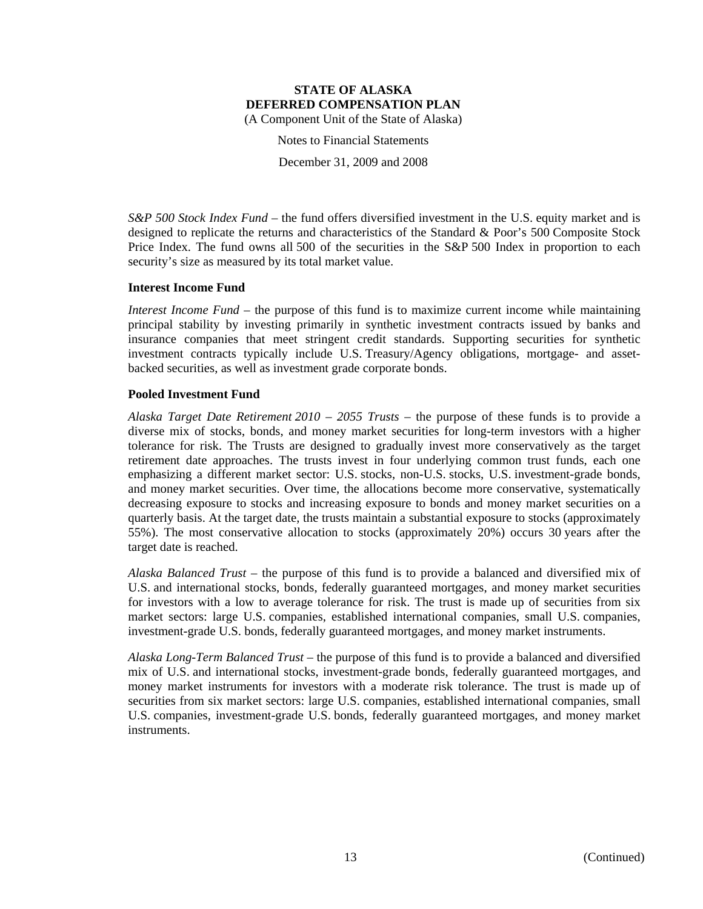*S&P 500 Stock Index Fund* – the fund offers diversified investment in the U.S. equity market and is designed to replicate the returns and characteristics of the Standard & Poor's 500 Composite Stock Price Index. The fund owns all 500 of the securities in the S&P 500 Index in proportion to each security's size as measured by its total market value.

**Interest Income Fund**

*Interest Income Fund* – the purpose of this fund is to maximize current income while maintaining principal stability by investing primarily in synthetic investment contracts issued by banks and insurance companies that meet stringent credit standards. Supporting securities for synthetic investment contracts typically include U.S. Treasury/Agency obligations, mortgage- and asset-backed securities, as well as investment grade corporate bonds.

**Pooled Investment Fund**

*Alaska Target Date Retirement 2010 – 2055 Trusts* – the purpose of these funds is to provide a diverse mix of stocks, bonds, and money market securities for long-term investors with a higher tolerance for risk. The Trusts are designed to gradually invest more conservatively as the target retirement date approaches. The trusts invest in four underlying common trust funds, each one emphasizing a different market sector: U.S. stocks, non-U.S. stocks, U.S. investment-grade bonds, and money market securities. Over time, the allocations become more conservative, systematically decreasing exposure to stocks and increasing exposure to bonds and money market securities on a quarterly basis. At the target date, the trusts maintain a substantial exposure to stocks (approximately 55%). The most conservative allocation to stocks (approximately 20%) occurs 30 years after the target date is reached.

*Alaska Balanced Trust* – the purpose of this fund is to provide a balanced and diversified mix of U.S. and international stocks, bonds, federally guaranteed mortgages, and money market securities for investors with a low to average tolerance for risk. The trust is made up of securities from six market sectors: large U.S. companies, established international companies, small U.S. companies, investment-grade U.S. bonds, federally guaranteed mortgages, and money market instruments.

*Alaska Long-Term Balanced Trust* – the purpose of this fund is to provide a balanced and diversified mix of U.S. and international stocks, investment-grade bonds, federally guaranteed mortgages, and money market instruments for investors with a moderate risk tolerance. The trust is made up of securities from six market sectors: large U.S. companies, established international companies, small U.S. companies, investment-grade U.S. bonds, federally guaranteed mortgages, and money market instruments.

(Continued)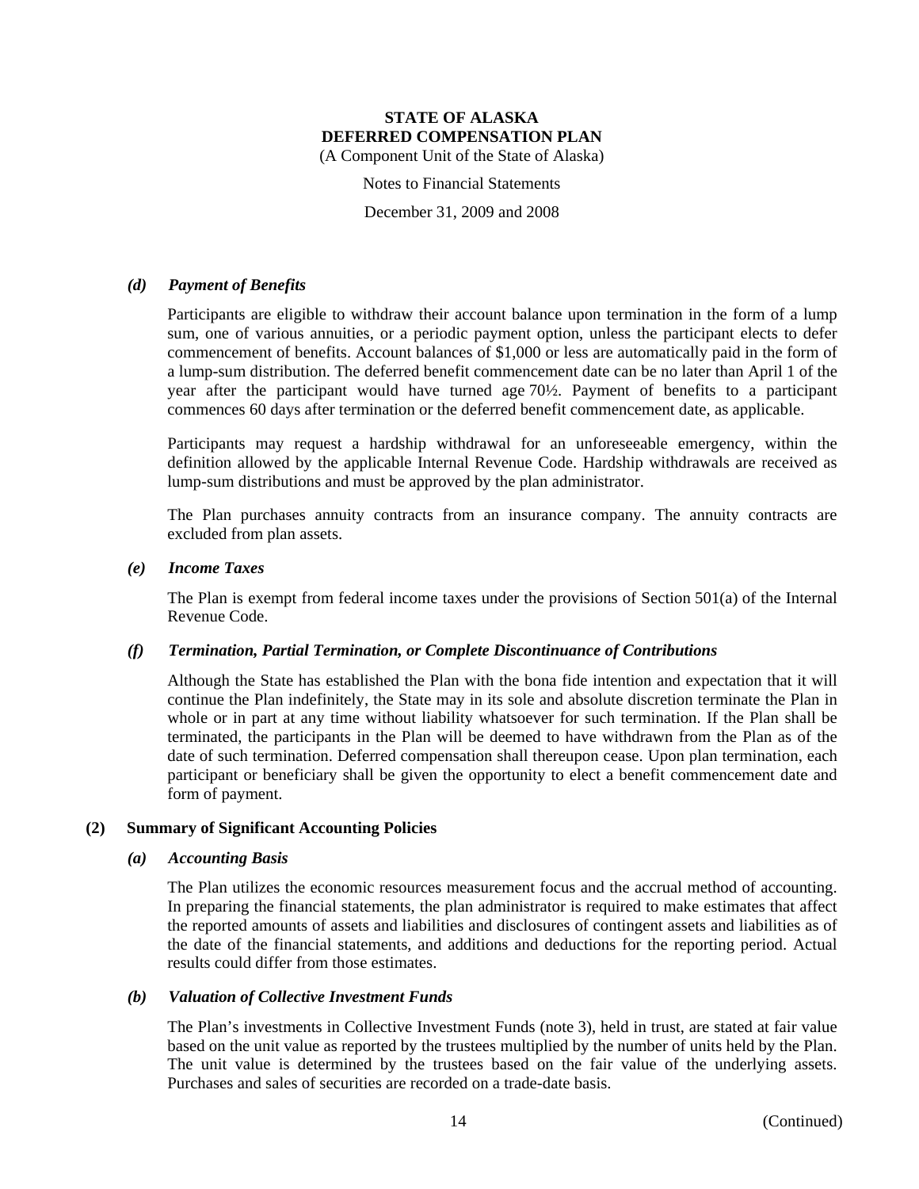#### *(d) Payment of Benefits*

Participants are eligible to withdraw their account balance upon termination in the form of a lump sum, one of various annuities, or a periodic payment option, unless the participant elects to defer commencement of benefits. Account balances of $1,000 or less are automatically paid in the form of a lump-sum distribution. The deferred benefit commencement date can be no later than April 1 of the year after the participant would have turned age 70½. Payment of benefits to a participant commences 60 days after termination or the deferred benefit commencement date, as applicable.

Participants may request a hardship withdrawal for an unforeseeable emergency, within the definition allowed by the applicable Internal Revenue Code. Hardship withdrawals are received as lump-sum distributions and must be approved by the plan administrator.

The Plan purchases annuity contracts from an insurance company. The annuity contracts are excluded from plan assets.

#### *(e) Income Taxes*

The Plan is exempt from federal income taxes under the provisions of Section 501(a) of the Internal Revenue Code.

#### *(f) Termination, Partial Termination, or Complete Discontinuance of Contributions*

Although the State has established the Plan with the bona fide intention and expectation that it will continue the Plan indefinitely, the State may in its sole and absolute discretion terminate the Plan in whole or in part at any time without liability whatsoever for such termination. If the Plan shall be terminated, the participants in the Plan will be deemed to have withdrawn from the Plan as of the date of such termination. Deferred compensation shall thereupon cease. Upon plan termination, each participant or beneficiary shall be given the opportunity to elect a benefit commencement date and form of payment.

### (2) Summary of Significant Accounting Policies

#### *(a) Accounting Basis*

The Plan utilizes the economic resources measurement focus and the accrual method of accounting. In preparing the financial statements, the plan administrator is required to make estimates that affect the reported amounts of assets and liabilities and disclosures of contingent assets and liabilities as of the date of the financial statements, and additions and deductions for the reporting period. Actual results could differ from those estimates.

#### *(b) Valuation of Collective Investment Funds*

The Plan's investments in Collective Investment Funds (note 3), held in trust, are stated at fair value based on the unit value as reported by the trustees multiplied by the number of units held by the Plan. The unit value is determined by the trustees based on the fair value of the underlying assets. Purchases and sales of securities are recorded on a trade-date basis.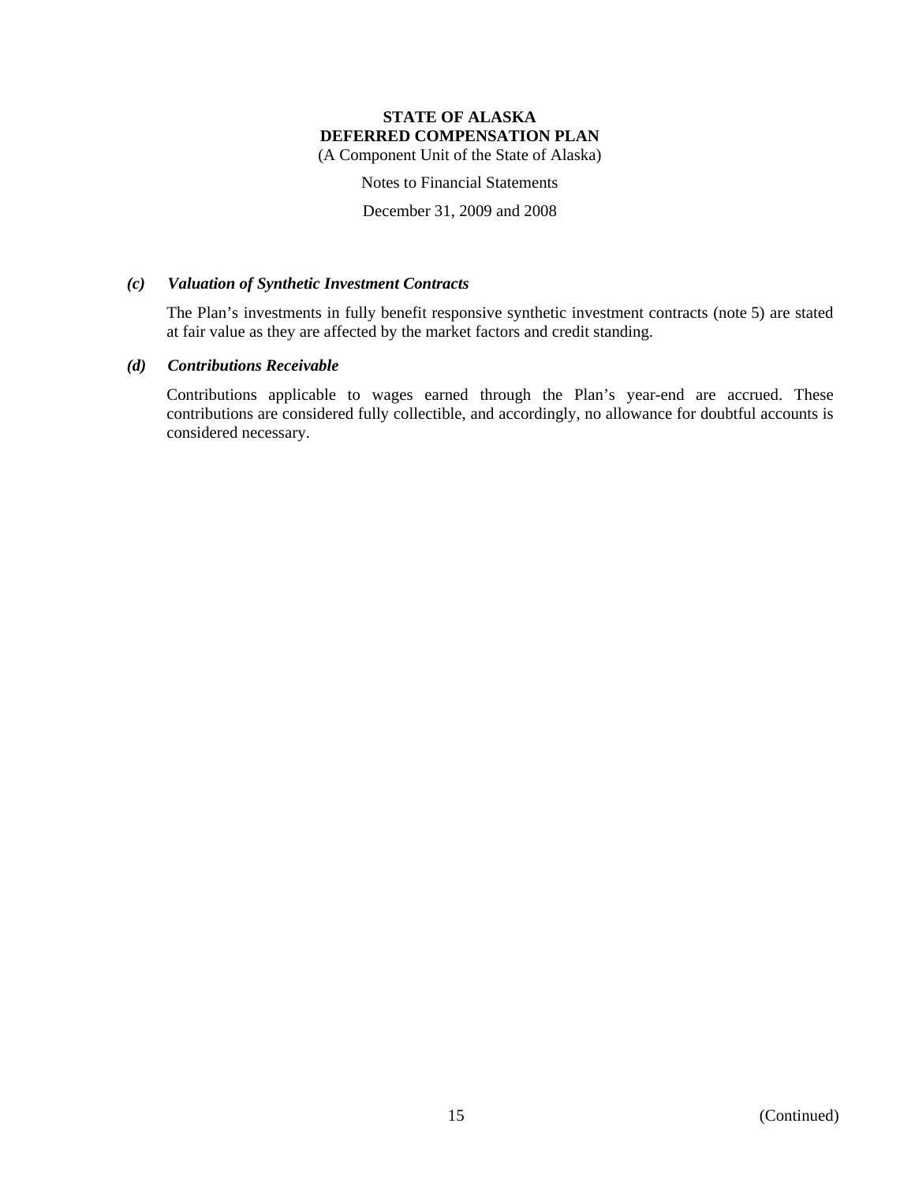### *(c) Valuation of Synthetic Investment Contracts*

The Plan's investments in fully benefit responsive synthetic investment contracts (note 5) are stated at fair value as they are affected by the market factors and credit standing.

### *(d) Contributions Receivable*

Contributions applicable to wages earned through the Plan's year-end are accrued. These contributions are considered fully collectible, and accordingly, no allowance for doubtful accounts is considered necessary.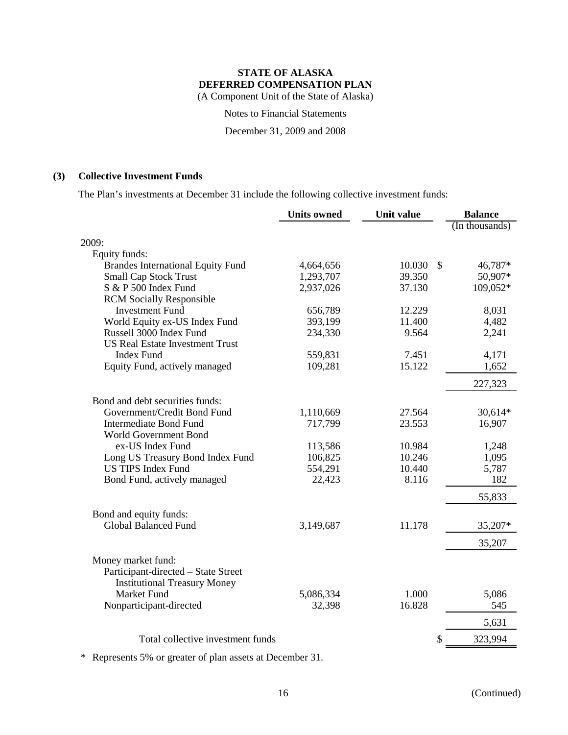**STATE OF ALASKA**
**DEFERRED COMPENSATION PLAN**
(A Component Unit of the State of Alaska)

Notes to Financial Statements

December 31, 2009 and 2008

## (3) Collective Investment Funds

The Plan's investments at December 31 include the following collective investment funds:

| | Units owned | Unit value | Balance (In thousands) |
|---|---|---|---|
| 2009: | | | |
| Equity funds: | | | |
| Brandes International Equity Fund | 4,664,656 | 10.030 | $ 46,787* |
| Small Cap Stock Trust | 1,293,707 | 39.350 | 50,907* |
| S & P 500 Index Fund | 2,937,026 | 37.130 | 109,052* |
| RCM Socially Responsible Investment Fund | 656,789 | 12.229 | 8,031 |
| World Equity ex-US Index Fund | 393,199 | 11.400 | 4,482 |
| Russell 3000 Index Fund | 234,330 | 9.564 | 2,241 |
| US Real Estate Investment Trust Index Fund | 559,831 | 7.451 | 4,171 |
| Equity Fund, actively managed | 109,281 | 15.122 | 1,652 |
| | | | 227,323 |
| Bond and debt securities funds: | | | |
| Government/Credit Bond Fund | 1,110,669 | 27.564 | 30,614* |
| Intermediate Bond Fund | 717,799 | 23.553 | 16,907 |
| World Government Bond ex-US Index Fund | 113,586 | 10.984 | 1,248 |
| Long US Treasury Bond Index Fund | 106,825 | 10.246 | 1,095 |
| US TIPS Index Fund | 554,291 | 10.440 | 5,787 |
| Bond Fund, actively managed | 22,423 | 8.116 | 182 |
| | | | 55,833 |
| Bond and equity funds: | | | |
| Global Balanced Fund | 3,149,687 | 11.178 | 35,207* |
| | | | 35,207 |
| Money market fund: | | | |
| Participant-directed – State Street Institutional Treasury Money Market Fund | 5,086,334 | 1.000 | 5,086 |
| Nonparticipant-directed | 32,398 | 16.828 | 545 |
| | | | 5,631 |
| Total collective investment funds | | | $ 323,994 |

\* Represents 5% or greater of plan assets at December 31.

(Continued)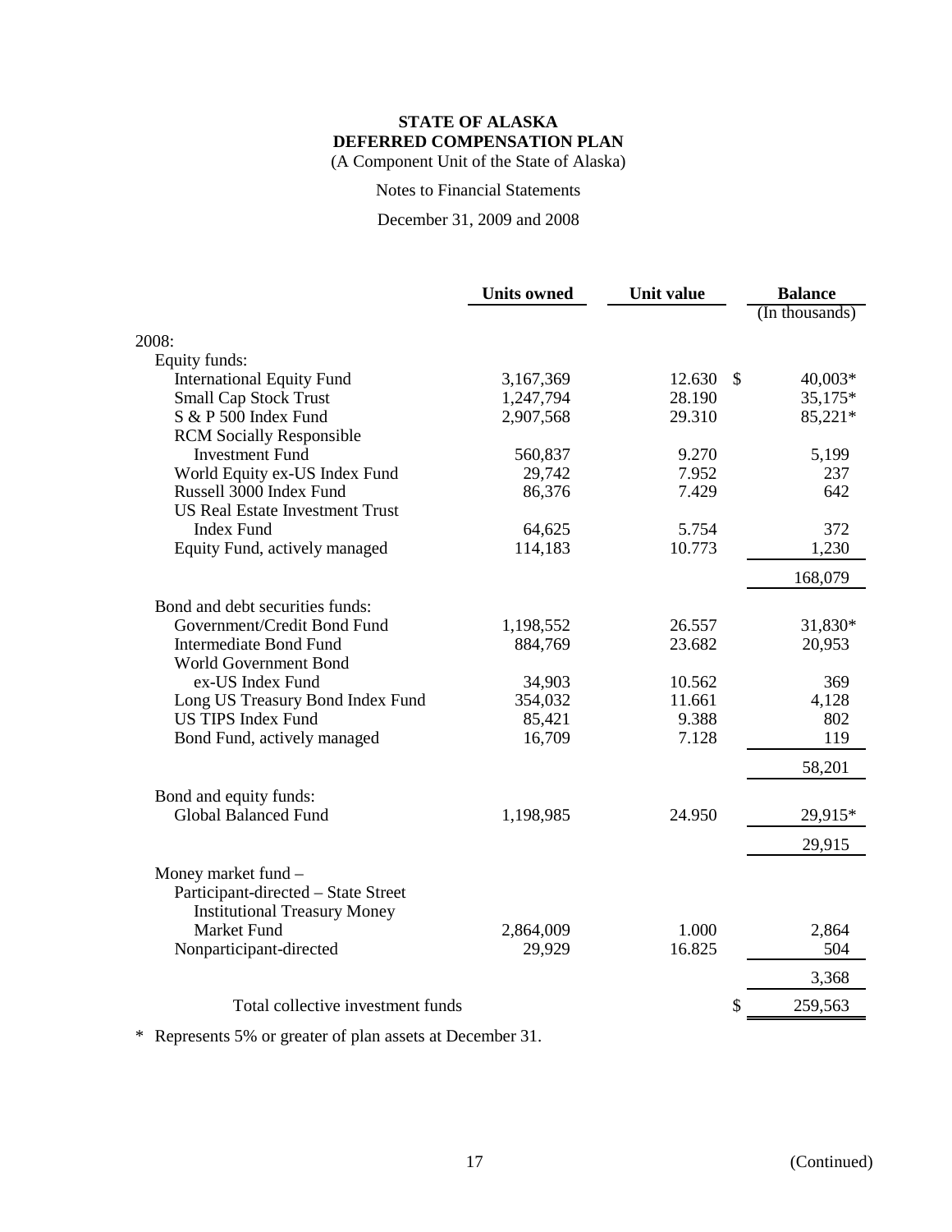**STATE OF ALASKA**
**DEFERRED COMPENSATION PLAN**
(A Component Unit of the State of Alaska)

Notes to Financial Statements

December 31, 2009 and 2008

| | Units owned | Unit value | Balance (In thousands) |
|---|---|---|---|
| 2008: | | | |
| Equity funds: | | | |
| International Equity Fund | 3,167,369 | 12.630 | $ 40,003* |
| Small Cap Stock Trust | 1,247,794 | 28.190 | 35,175* |
| S & P 500 Index Fund | 2,907,568 | 29.310 | 85,221* |
| RCM Socially Responsible Investment Fund | 560,837 | 9.270 | 5,199 |
| World Equity ex-US Index Fund | 29,742 | 7.952 | 237 |
| Russell 3000 Index Fund | 86,376 | 7.429 | 642 |
| US Real Estate Investment Trust Index Fund | 64,625 | 5.754 | 372 |
| Equity Fund, actively managed | 114,183 | 10.773 | 1,230 |
| | | | 168,079 |
| Bond and debt securities funds: | | | |
| Government/Credit Bond Fund | 1,198,552 | 26.557 | 31,830* |
| Intermediate Bond Fund | 884,769 | 23.682 | 20,953 |
| World Government Bond ex-US Index Fund | 34,903 | 10.562 | 369 |
| Long US Treasury Bond Index Fund | 354,032 | 11.661 | 4,128 |
| US TIPS Index Fund | 85,421 | 9.388 | 802 |
| Bond Fund, actively managed | 16,709 | 7.128 | 119 |
| | | | 58,201 |
| Bond and equity funds: | | | |
| Global Balanced Fund | 1,198,985 | 24.950 | 29,915* |
| | | | 29,915 |
| Money market fund – | | | |
| Participant-directed – State Street Institutional Treasury Money Market Fund | 2,864,009 | 1.000 | 2,864 |
| Nonparticipant-directed | 29,929 | 16.825 | 504 |
| | | | 3,368 |
| Total collective investment funds | | | $ 259,563 |

\* Represents 5% or greater of plan assets at December 31.

(Continued)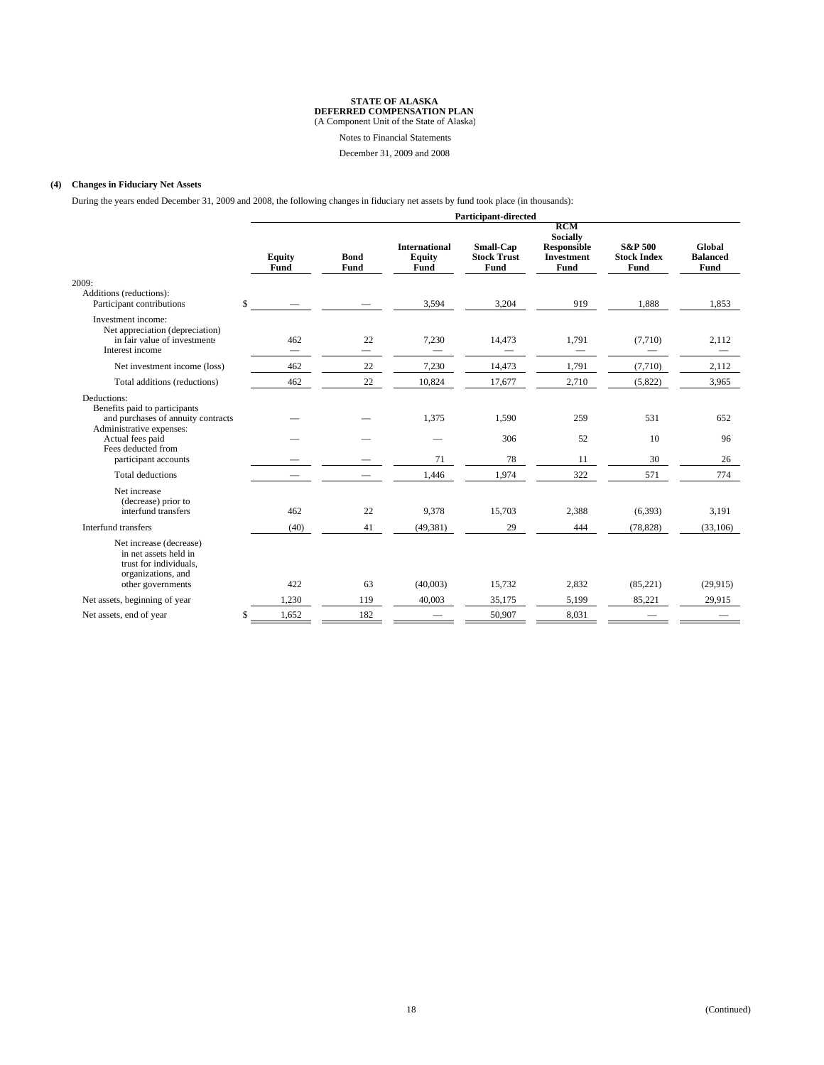**STATE OF ALASKA**
**DEFERRED COMPENSATION PLAN**
(A Component Unit of the State of Alaska)

Notes to Financial Statements

December 31, 2009 and 2008

**(4) Changes in Fiduciary Net Assets**

During the years ended December 31, 2009 and 2008, the following changes in fiduciary net assets by fund took place (in thousands):

| | Participant-directed | | | | | | |
|---|---|---|---|---|---|---|---|
| | **Equity Fund** | **Bond Fund** | **International Equity Fund** | **Small-Cap Stock Trust Fund** | **RCM Socially Responsible Investment Fund** | **S&P 500 Stock Index Fund** | **Global Balanced Fund** |
| 2009: | | | | | | | |
| Additions (reductions): | | | | | | | |
| Participant contributions | $ — | — | 3,594 | 3,204 | 919 | 1,888 | 1,853 |
| Investment income: | | | | | | | |
| Net appreciation (depreciation) in fair value of investments | 462 | 22 | 7,230 | 14,473 | 1,791 | (7,710) | 2,112 |
| Interest income | — | — | — | — | — | — | — |
| Net investment income (loss) | 462 | 22 | 7,230 | 14,473 | 1,791 | (7,710) | 2,112 |
| Total additions (reductions) | 462 | 22 | 10,824 | 17,677 | 2,710 | (5,822) | 3,965 |
| Deductions: | | | | | | | |
| Benefits paid to participants and purchases of annuity contracts | — | — | 1,375 | 1,590 | 259 | 531 | 652 |
| Administrative expenses: | | | | | | | |
| Actual fees paid | — | — | — | 306 | 52 | 10 | 96 |
| Fees deducted from participant accounts | — | — | 71 | 78 | 11 | 30 | 26 |
| Total deductions | — | — | 1,446 | 1,974 | 322 | 571 | 774 |
| Net increase (decrease) prior to interfund transfers | 462 | 22 | 9,378 | 15,703 | 2,388 | (6,393) | 3,191 |
| Interfund transfers | (40) | 41 | (49,381) | 29 | 444 | (78,828) | (33,106) |
| Net increase (decrease) in net assets held in trust for individuals, organizations, and other governments | 422 | 63 | (40,003) | 15,732 | 2,832 | (85,221) | (29,915) |
| Net assets, beginning of year | 1,230 | 119 | 40,003 | 35,175 | 5,199 | 85,221 | 29,915 |
| Net assets, end of year | $ 1,652 | 182 | — | 50,907 | 8,031 | — | — |

(Continued)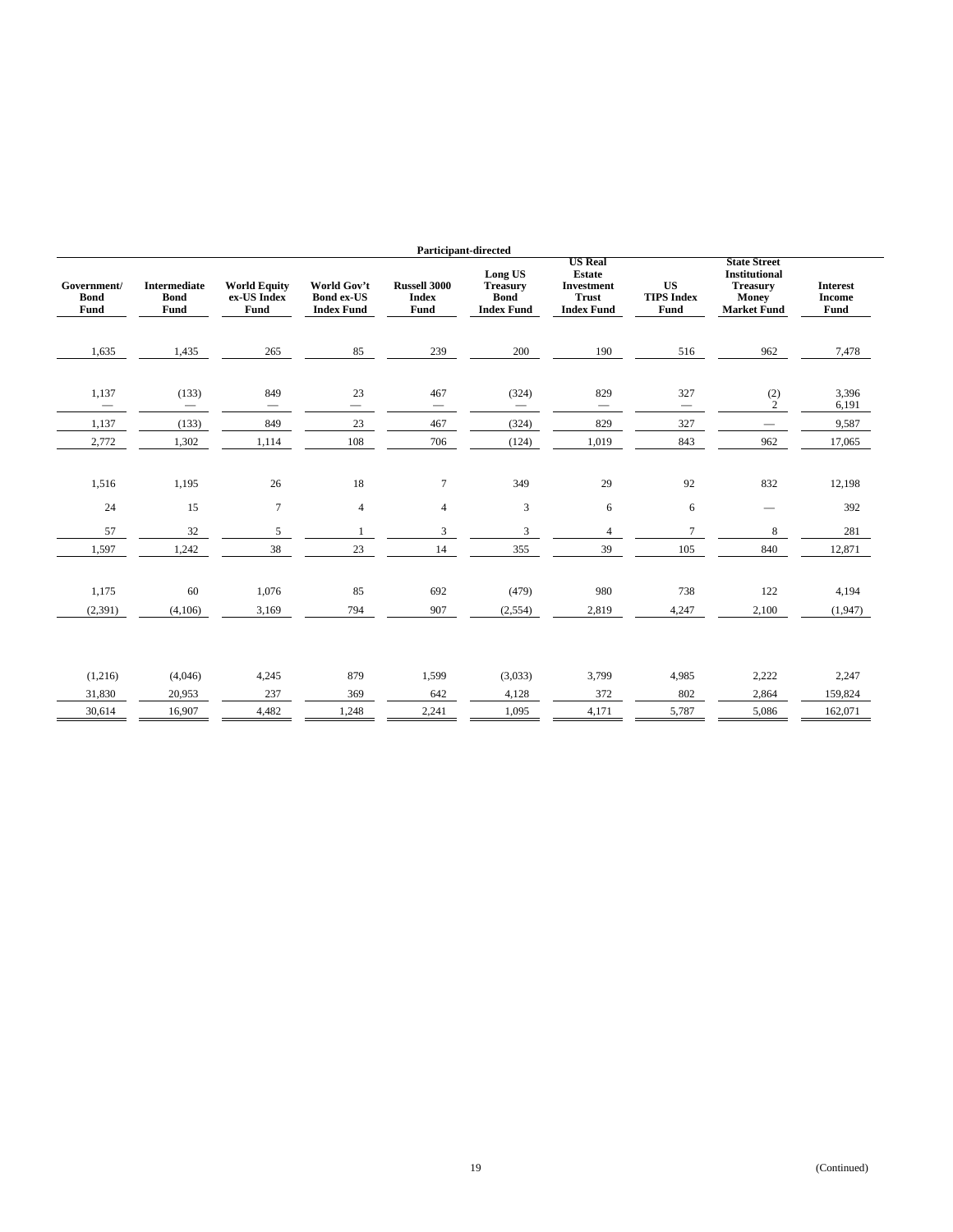| Participant-directed | | | | | | | | | |
|---|---|---|---|---|---|---|---|---|---|
| Government/ Bond Fund | Intermediate Bond Fund | World Equity ex-US Index Fund | World Gov't Bond ex-US Index Fund | Russell 3000 Index Fund | Long US Treasury Bond Index Fund | US Real Estate Investment Trust Index Fund | US TIPS Index Fund | State Street Institutional Treasury Money Market Fund | Interest Income Fund |
| 1,635 | 1,435 | 265 | 85 | 239 | 200 | 190 | 516 | 962 | 7,478 |
| 1,137 | (133) | 849 | 23 | 467 | (324) | 829 | 327 | (2) | 3,396 |
| — | — | — | — | — | — | — | — | 2 | 6,191 |
| 1,137 | (133) | 849 | 23 | 467 | (324) | 829 | 327 | — | 9,587 |
| 2,772 | 1,302 | 1,114 | 108 | 706 | (124) | 1,019 | 843 | 962 | 17,065 |
| 1,516 | 1,195 | 26 | 18 | 7 | 349 | 29 | 92 | 832 | 12,198 |
| 24 | 15 | 7 | 4 | 4 | 3 | 6 | 6 | — | 392 |
| 57 | 32 | 5 | 1 | 3 | 3 | 4 | 7 | 8 | 281 |
| 1,597 | 1,242 | 38 | 23 | 14 | 355 | 39 | 105 | 840 | 12,871 |
| 1,175 | 60 | 1,076 | 85 | 692 | (479) | 980 | 738 | 122 | 4,194 |
| (2,391) | (4,106) | 3,169 | 794 | 907 | (2,554) | 2,819 | 4,247 | 2,100 | (1,947) |
| (1,216) | (4,046) | 4,245 | 879 | 1,599 | (3,033) | 3,799 | 4,985 | 2,222 | 2,247 |
| 31,830 | 20,953 | 237 | 369 | 642 | 4,128 | 372 | 802 | 2,864 | 159,824 |
| 30,614 | 16,907 | 4,482 | 1,248 | 2,241 | 1,095 | 4,171 | 5,787 | 5,086 | 162,071 |

(Continued)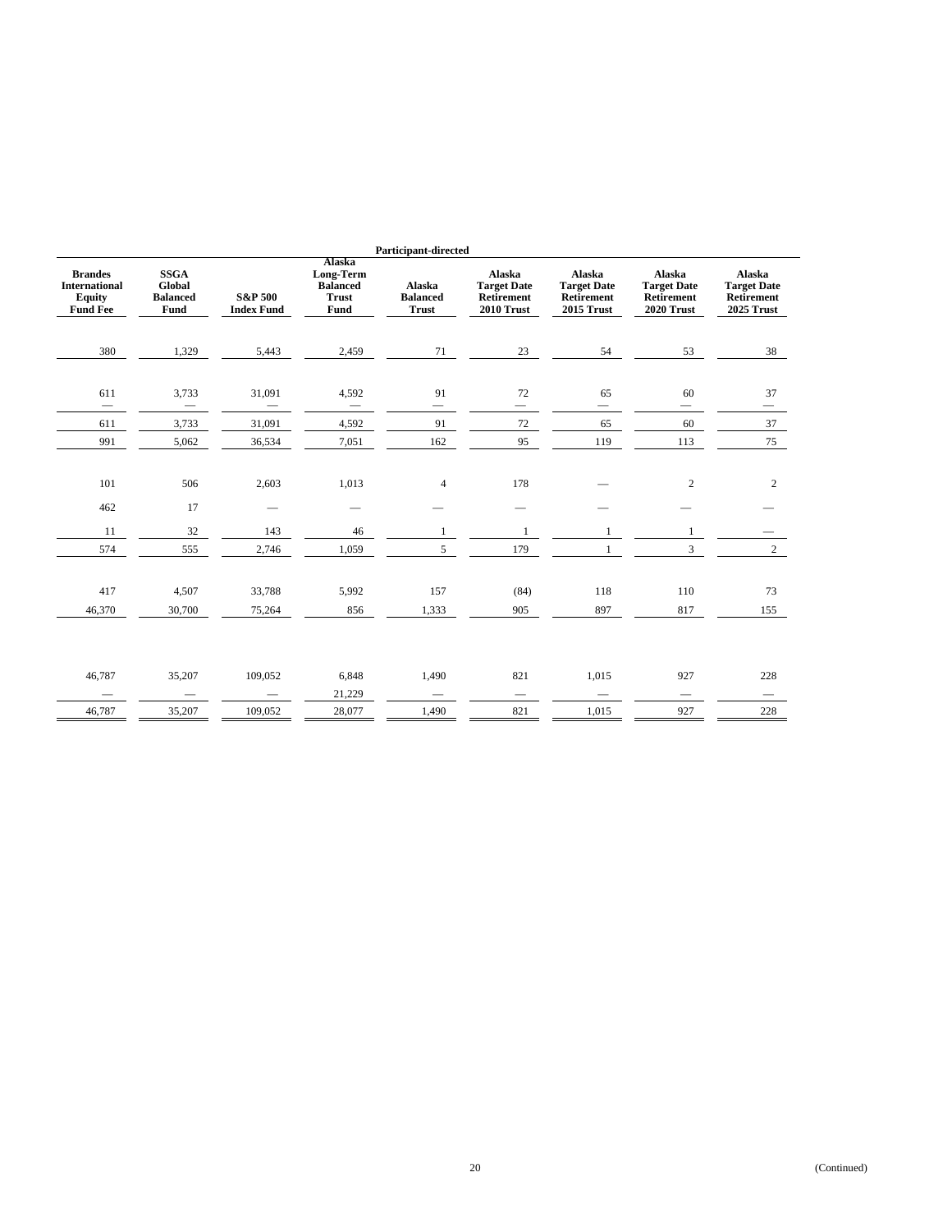| Participant-directed | | | | | | | | |
|---|---|---|---|---|---|---|---|---|
| Brandes International Equity Fund Fee | SSGA Global Balanced Fund | S&P 500 Index Fund | Alaska Long-Term Balanced Trust Fund | Alaska Balanced Trust | Alaska Target Date Retirement 2010 Trust | Alaska Target Date Retirement 2015 Trust | Alaska Target Date Retirement 2020 Trust | Alaska Target Date Retirement 2025 Trust |
| 380 | 1,329 | 5,443 | 2,459 | 71 | 23 | 54 | 53 | 38 |
| 611 | 3,733 | 31,091 | 4,592 | 91 | 72 | 65 | 60 | 37 |
| — | — | — | — | — | — | — | — | — |
| 611 | 3,733 | 31,091 | 4,592 | 91 | 72 | 65 | 60 | 37 |
| 991 | 5,062 | 36,534 | 7,051 | 162 | 95 | 119 | 113 | 75 |
| 101 | 506 | 2,603 | 1,013 | 4 | 178 | — | 2 | 2 |
| 462 | 17 | — | — | — | — | — | — | — |
| 11 | 32 | 143 | 46 | 1 | 1 | 1 | 1 | — |
| 574 | 555 | 2,746 | 1,059 | 5 | 179 | 1 | 3 | 2 |
| 417 | 4,507 | 33,788 | 5,992 | 157 | (84) | 118 | 110 | 73 |
| 46,370 | 30,700 | 75,264 | 856 | 1,333 | 905 | 897 | 817 | 155 |
| 46,787 | 35,207 | 109,052 | 6,848 | 1,490 | 821 | 1,015 | 927 | 228 |
| — | — | — | 21,229 | — | — | — | — | — |
| 46,787 | 35,207 | 109,052 | 28,077 | 1,490 | 821 | 1,015 | 927 | 228 |

(Continued)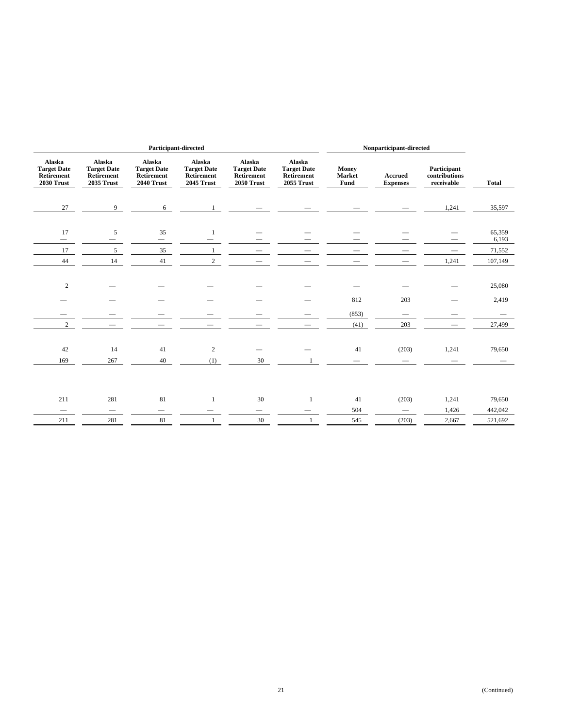| Participant-directed | | | | | | Nonparticipant-directed | | | |
|---|---|---|---|---|---|---|---|---|---|
| Alaska Target Date Retirement 2030 Trust | Alaska Target Date Retirement 2035 Trust | Alaska Target Date Retirement 2040 Trust | Alaska Target Date Retirement 2045 Trust | Alaska Target Date Retirement 2050 Trust | Alaska Target Date Retirement 2055 Trust | Money Market Fund | Accrued Expenses | Participant contributions receivable | Total |
| 27 | 9 | 6 | 1 | — | — | — | — | 1,241 | 35,597 |
| 17 | 5 | 35 | 1 | — | — | — | — | — | 65,359 |
| — | — | — | — | — | — | — | — | — | 6,193 |
| 17 | 5 | 35 | 1 | — | — | — | — | — | 71,552 |
| 44 | 14 | 41 | 2 | — | — | — | — | 1,241 | 107,149 |
| 2 | — | — | — | — | — | — | — | — | 25,080 |
| — | — | — | — | — | — | 812 | 203 | — | 2,419 |
| — | — | — | — | — | — | (853) | — | — | — |
| 2 | — | — | — | — | — | (41) | 203 | — | 27,499 |
| 42 | 14 | 41 | 2 | — | — | 41 | (203) | 1,241 | 79,650 |
| 169 | 267 | 40 | (1) | 30 | 1 | — | — | — | — |
| 211 | 281 | 81 | 1 | 30 | 1 | 41 | (203) | 1,241 | 79,650 |
| — | — | — | — | — | — | 504 | — | 1,426 | 442,042 |
| 211 | 281 | 81 | 1 | 30 | 1 | 545 | (203) | 2,667 | 521,692 |

(Continued)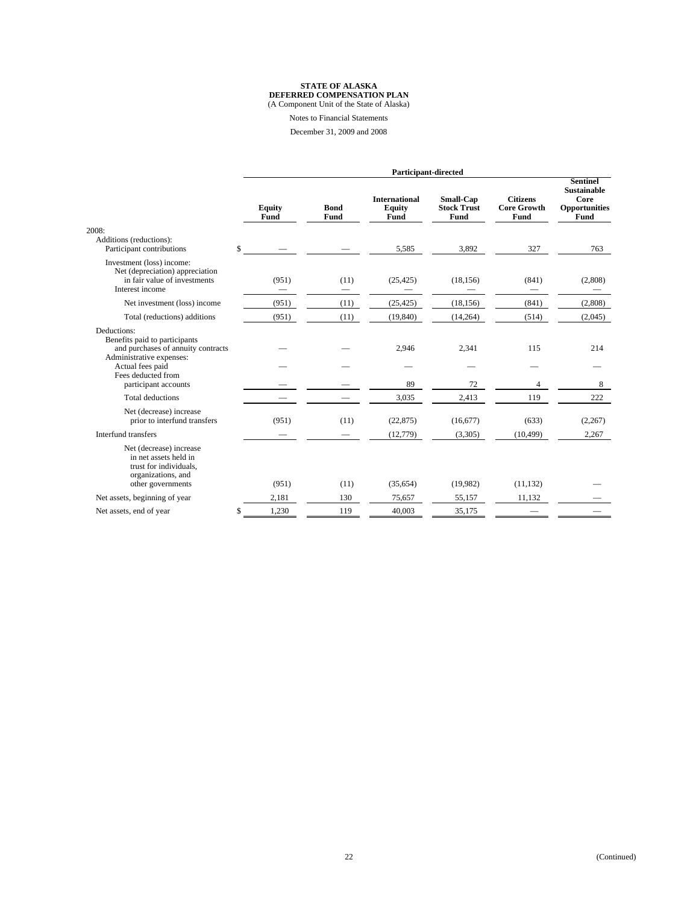**STATE OF ALASKA**
**DEFERRED COMPENSATION PLAN**
(A Component Unit of the State of Alaska)

Notes to Financial Statements

December 31, 2009 and 2008

| | Participant-directed | | | | | |
|---|---|---|---|---|---|---|
| | **Equity Fund** | **Bond Fund** | **International Equity Fund** | **Small-Cap Stock Trust Fund** | **Citizens Core Growth Fund** | **Sentinel Sustainable Core Opportunities Fund** |
| 2008: | | | | | | |
| Additions (reductions): | | | | | | |
| Participant contributions | $ — | — | 5,585 | 3,892 | 327 | 763 |
| Investment (loss) income: | | | | | | |
| Net (depreciation) appreciation in fair value of investments | (951) | (11) | (25,425) | (18,156) | (841) | (2,808) |
| Interest income | — | — | — | — | — | — |
| Net investment (loss) income | (951) | (11) | (25,425) | (18,156) | (841) | (2,808) |
| Total (reductions) additions | (951) | (11) | (19,840) | (14,264) | (514) | (2,045) |
| Deductions: | | | | | | |
| Benefits paid to participants and purchases of annuity contracts | — | — | 2,946 | 2,341 | 115 | 214 |
| Administrative expenses: | | | | | | |
| Actual fees paid | — | — | — | — | — | — |
| Fees deducted from participant accounts | — | — | 89 | 72 | 4 | 8 |
| Total deductions | — | — | 3,035 | 2,413 | 119 | 222 |
| Net (decrease) increase prior to interfund transfers | (951) | (11) | (22,875) | (16,677) | (633) | (2,267) |
| Interfund transfers | — | — | (12,779) | (3,305) | (10,499) | 2,267 |
| Net (decrease) increase in net assets held in trust for individuals, organizations, and other governments | (951) | (11) | (35,654) | (19,982) | (11,132) | — |
| Net assets, beginning of year | 2,181 | 130 | 75,657 | 55,157 | 11,132 | — |
| Net assets, end of year | $ 1,230 | 119 | 40,003 | 35,175 | — | — |

(Continued)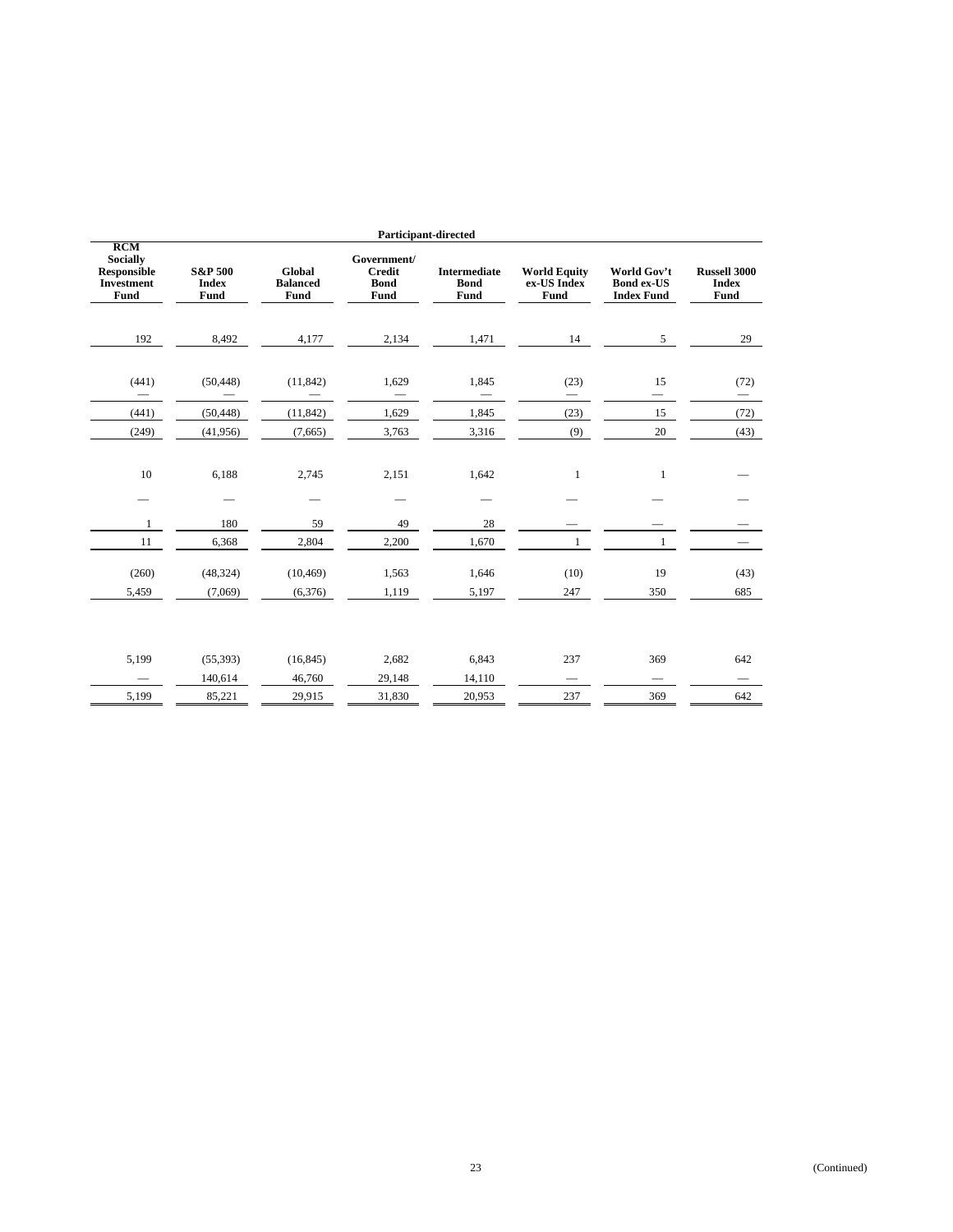| Participant-directed | | | | | | | |
|---|---|---|---|---|---|---|---|
| RCM Socially Responsible Investment Fund | S&P 500 Index Fund | Global Balanced Fund | Government/ Credit Bond Fund | Intermediate Bond Fund | World Equity ex-US Index Fund | World Gov't Bond ex-US Index Fund | Russell 3000 Index Fund |
| 192 | 8,492 | 4,177 | 2,134 | 1,471 | 14 | 5 | 29 |
| (441) | (50,448) | (11,842) | 1,629 | 1,845 | (23) | 15 | (72) |
| — | — | — | — | — | — | — | — |
| (441) | (50,448) | (11,842) | 1,629 | 1,845 | (23) | 15 | (72) |
| (249) | (41,956) | (7,665) | 3,763 | 3,316 | (9) | 20 | (43) |
| 10 | 6,188 | 2,745 | 2,151 | 1,642 | 1 | 1 | — |
| — | — | — | — | — | — | — | — |
| 1 | 180 | 59 | 49 | 28 | — | — | — |
| 11 | 6,368 | 2,804 | 2,200 | 1,670 | 1 | 1 | — |
| (260) | (48,324) | (10,469) | 1,563 | 1,646 | (10) | 19 | (43) |
| 5,459 | (7,069) | (6,376) | 1,119 | 5,197 | 247 | 350 | 685 |
| 5,199 | (55,393) | (16,845) | 2,682 | 6,843 | 237 | 369 | 642 |
| — | 140,614 | 46,760 | 29,148 | 14,110 | — | — | — |
| 5,199 | 85,221 | 29,915 | 31,830 | 20,953 | 237 | 369 | 642 |

(Continued)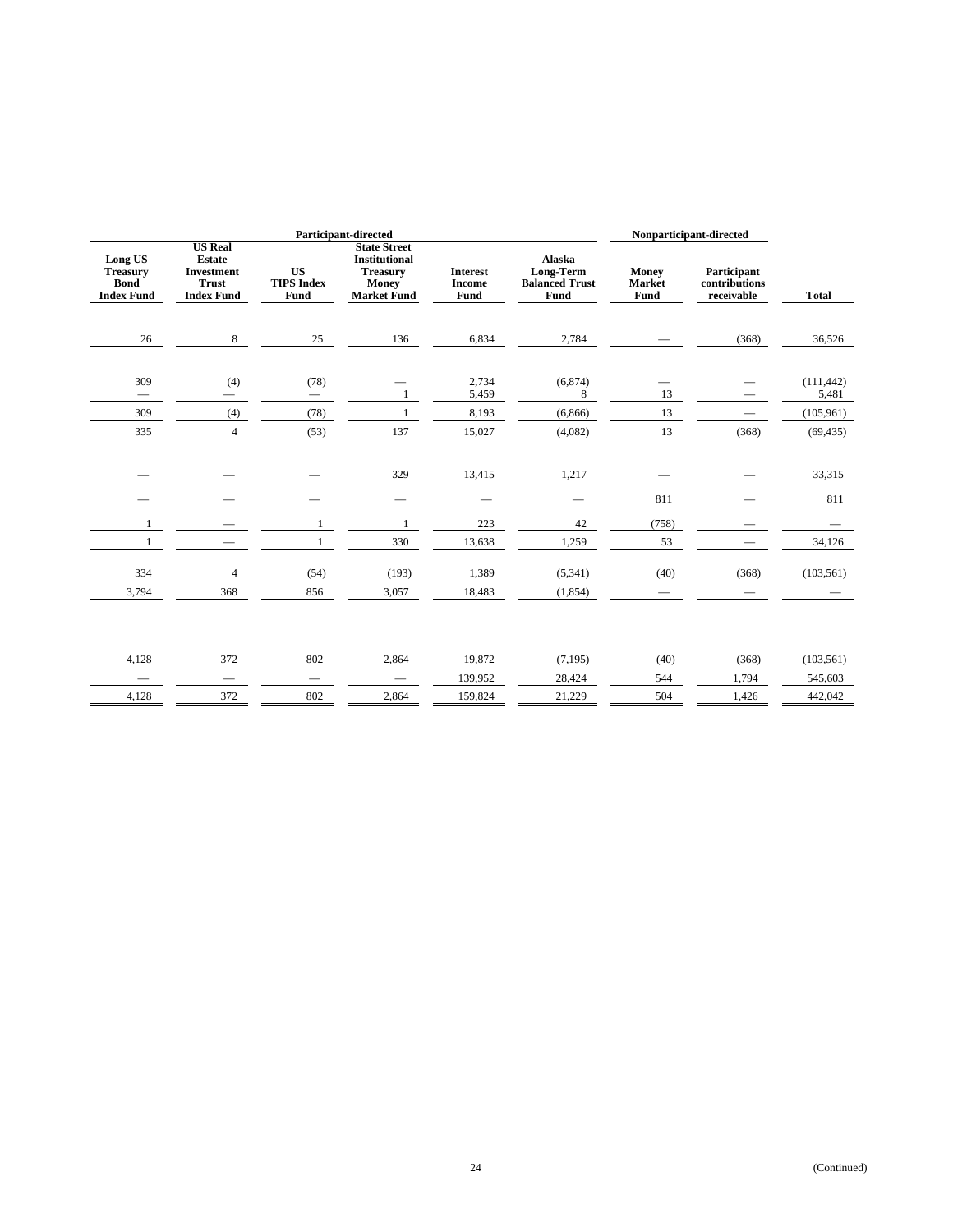| Participant-directed | | | | | | Nonparticipant-directed | | |
|---|---|---|---|---|---|---|---|---|
| Long US Treasury Bond Index Fund | US Real Estate Investment Trust Index Fund | US TIPS Index Fund | State Street Institutional Treasury Money Market Fund | Interest Income Fund | Alaska Long-Term Balanced Trust Fund | Money Market Fund | Participant contributions receivable | Total |
| 26 | 8 | 25 | 136 | 6,834 | 2,784 | — | (368) | 36,526 |
| 309 | (4) | (78) | — | 2,734 | (6,874) | — | — | (111,442) |
| — | — | — | 1 | 5,459 | 8 | 13 | — | 5,481 |
| 309 | (4) | (78) | 1 | 8,193 | (6,866) | 13 | — | (105,961) |
| 335 | 4 | (53) | 137 | 15,027 | (4,082) | 13 | (368) | (69,435) |
| — | — | — | 329 | 13,415 | 1,217 | — | — | 33,315 |
| — | — | — | — | — | — | 811 | — | 811 |
| 1 | — | 1 | 1 | 223 | 42 | (758) | — | — |
| 1 | — | 1 | 330 | 13,638 | 1,259 | 53 | — | 34,126 |
| 334 | 4 | (54) | (193) | 1,389 | (5,341) | (40) | (368) | (103,561) |
| 3,794 | 368 | 856 | 3,057 | 18,483 | (1,854) | — | — | — |
| 4,128 | 372 | 802 | 2,864 | 19,872 | (7,195) | (40) | (368) | (103,561) |
| — | — | — | — | 139,952 | 28,424 | 544 | 1,794 | 545,603 |
| 4,128 | 372 | 802 | 2,864 | 159,824 | 21,229 | 504 | 1,426 | 442,042 |

(Continued)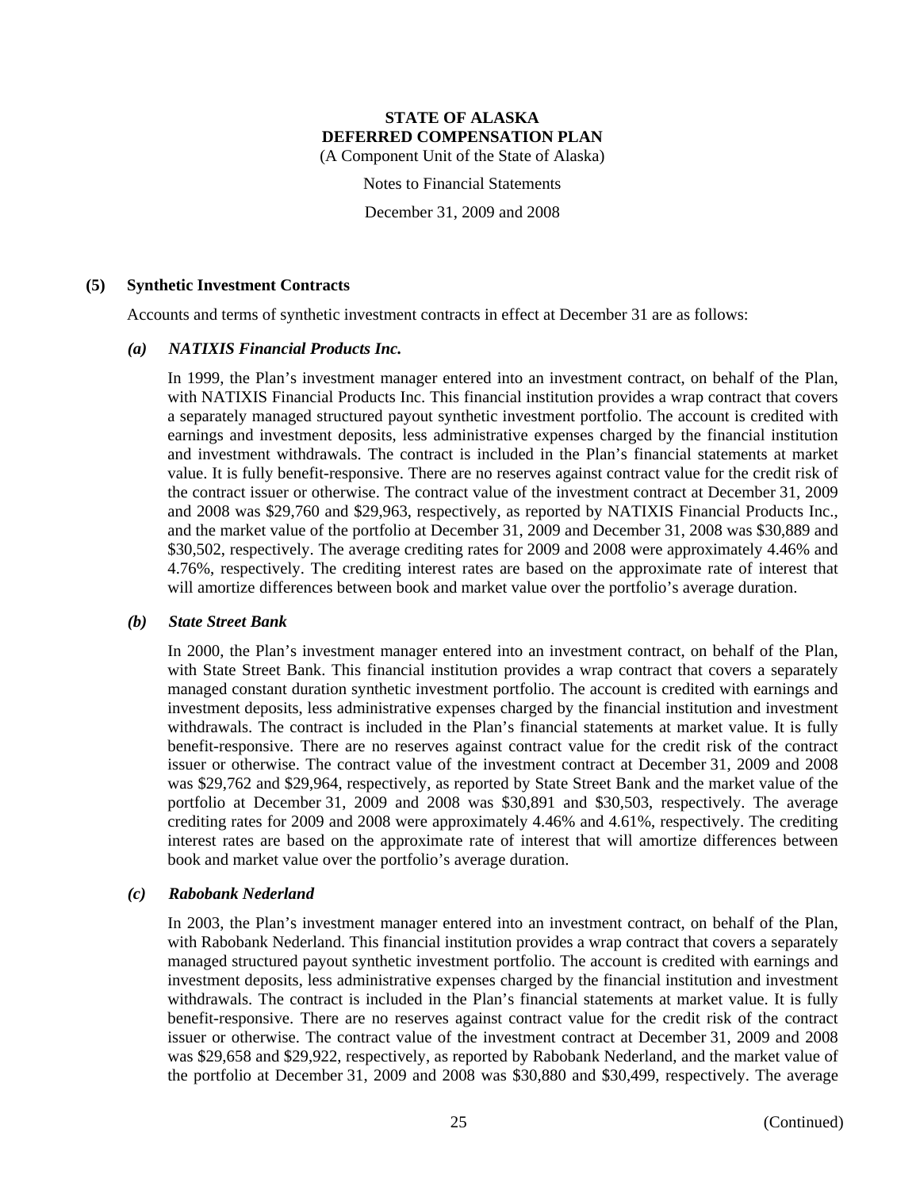### (5) Synthetic Investment Contracts

Accounts and terms of synthetic investment contracts in effect at December 31 are as follows:

#### *(a) NATIXIS Financial Products Inc.*

In 1999, the Plan's investment manager entered into an investment contract, on behalf of the Plan, with NATIXIS Financial Products Inc. This financial institution provides a wrap contract that covers a separately managed structured payout synthetic investment portfolio. The account is credited with earnings and investment deposits, less administrative expenses charged by the financial institution and investment withdrawals. The contract is included in the Plan's financial statements at market value. It is fully benefit-responsive. There are no reserves against contract value for the credit risk of the contract issuer or otherwise. The contract value of the investment contract at December 31, 2009 and 2008 was $29,760 and $29,963, respectively, as reported by NATIXIS Financial Products Inc., and the market value of the portfolio at December 31, 2009 and December 31, 2008 was $30,889 and $30,502, respectively. The average crediting rates for 2009 and 2008 were approximately 4.46% and 4.76%, respectively. The crediting interest rates are based on the approximate rate of interest that will amortize differences between book and market value over the portfolio's average duration.

#### *(b) State Street Bank*

In 2000, the Plan's investment manager entered into an investment contract, on behalf of the Plan, with State Street Bank. This financial institution provides a wrap contract that covers a separately managed constant duration synthetic investment portfolio. The account is credited with earnings and investment deposits, less administrative expenses charged by the financial institution and investment withdrawals. The contract is included in the Plan's financial statements at market value. It is fully benefit-responsive. There are no reserves against contract value for the credit risk of the contract issuer or otherwise. The contract value of the investment contract at December 31, 2009 and 2008 was $29,762 and $29,964, respectively, as reported by State Street Bank and the market value of the portfolio at December 31, 2009 and 2008 was $30,891 and $30,503, respectively. The average crediting rates for 2009 and 2008 were approximately 4.46% and 4.61%, respectively. The crediting interest rates are based on the approximate rate of interest that will amortize differences between book and market value over the portfolio's average duration.

#### *(c) Rabobank Nederland*

In 2003, the Plan's investment manager entered into an investment contract, on behalf of the Plan, with Rabobank Nederland. This financial institution provides a wrap contract that covers a separately managed structured payout synthetic investment portfolio. The account is credited with earnings and investment deposits, less administrative expenses charged by the financial institution and investment withdrawals. The contract is included in the Plan's financial statements at market value. It is fully benefit-responsive. There are no reserves against contract value for the credit risk of the contract issuer or otherwise. The contract value of the investment contract at December 31, 2009 and 2008 was $29,658 and $29,922, respectively, as reported by Rabobank Nederland, and the market value of the portfolio at December 31, 2009 and 2008 was $30,880 and $30,499, respectively. The average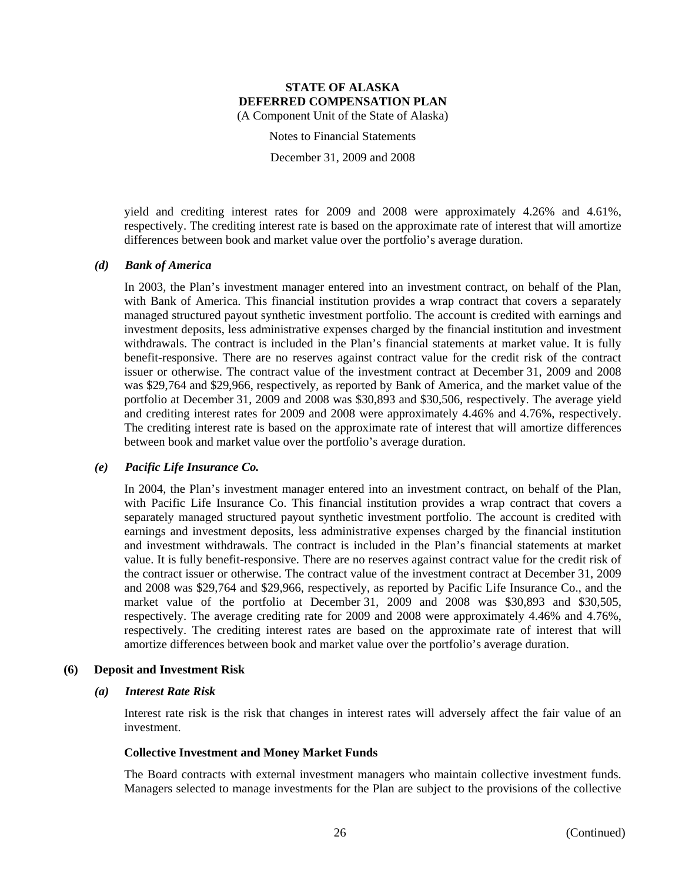yield and crediting interest rates for 2009 and 2008 were approximately 4.26% and 4.61%, respectively. The crediting interest rate is based on the approximate rate of interest that will amortize differences between book and market value over the portfolio's average duration.

### *(d) Bank of America*

In 2003, the Plan's investment manager entered into an investment contract, on behalf of the Plan, with Bank of America. This financial institution provides a wrap contract that covers a separately managed structured payout synthetic investment portfolio. The account is credited with earnings and investment deposits, less administrative expenses charged by the financial institution and investment withdrawals. The contract is included in the Plan's financial statements at market value. It is fully benefit-responsive. There are no reserves against contract value for the credit risk of the contract issuer or otherwise. The contract value of the investment contract at December 31, 2009 and 2008 was $29,764 and $29,966, respectively, as reported by Bank of America, and the market value of the portfolio at December 31, 2009 and 2008 was $30,893 and $30,506, respectively. The average yield and crediting interest rates for 2009 and 2008 were approximately 4.46% and 4.76%, respectively. The crediting interest rate is based on the approximate rate of interest that will amortize differences between book and market value over the portfolio's average duration.

### *(e) Pacific Life Insurance Co.*

In 2004, the Plan's investment manager entered into an investment contract, on behalf of the Plan, with Pacific Life Insurance Co. This financial institution provides a wrap contract that covers a separately managed structured payout synthetic investment portfolio. The account is credited with earnings and investment deposits, less administrative expenses charged by the financial institution and investment withdrawals. The contract is included in the Plan's financial statements at market value. It is fully benefit-responsive. There are no reserves against contract value for the credit risk of the contract issuer or otherwise. The contract value of the investment contract at December 31, 2009 and 2008 was $29,764 and $29,966, respectively, as reported by Pacific Life Insurance Co., and the market value of the portfolio at December 31, 2009 and 2008 was $30,893 and $30,505, respectively. The average crediting rate for 2009 and 2008 were approximately 4.46% and 4.76%, respectively. The crediting interest rates are based on the approximate rate of interest that will amortize differences between book and market value over the portfolio's average duration.

## (6) Deposit and Investment Risk

### *(a) Interest Rate Risk*

Interest rate risk is the risk that changes in interest rates will adversely affect the fair value of an investment.

**Collective Investment and Money Market Funds**

The Board contracts with external investment managers who maintain collective investment funds. Managers selected to manage investments for the Plan are subject to the provisions of the collective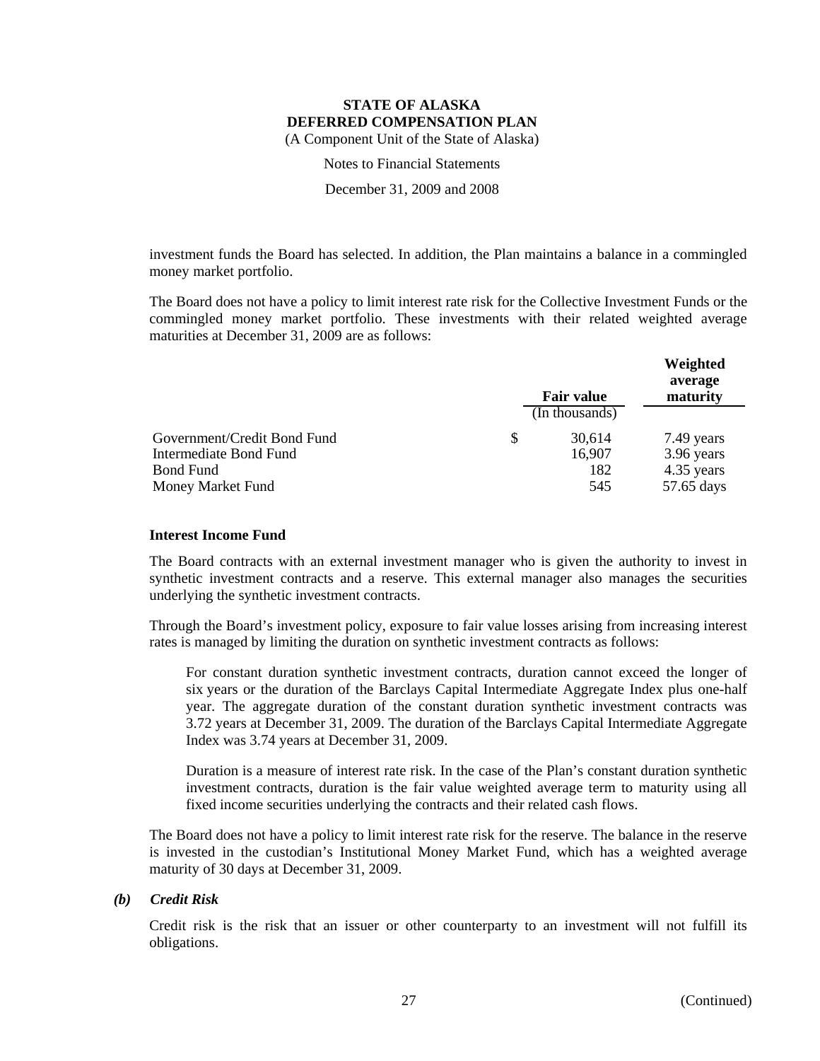investment funds the Board has selected. In addition, the Plan maintains a balance in a commingled money market portfolio.

The Board does not have a policy to limit interest rate risk for the Collective Investment Funds or the commingled money market portfolio. These investments with their related weighted average maturities at December 31, 2009 are as follows:

| | Fair value (In thousands) | Weighted average maturity |
|---|---|---|
| Government/Credit Bond Fund | $ 30,614 | 7.49 years |
| Intermediate Bond Fund | 16,907 | 3.96 years |
| Bond Fund | 182 | 4.35 years |
| Money Market Fund | 545 | 57.65 days |

**Interest Income Fund**

The Board contracts with an external investment manager who is given the authority to invest in synthetic investment contracts and a reserve. This external manager also manages the securities underlying the synthetic investment contracts.

Through the Board's investment policy, exposure to fair value losses arising from increasing interest rates is managed by limiting the duration on synthetic investment contracts as follows:

For constant duration synthetic investment contracts, duration cannot exceed the longer of six years or the duration of the Barclays Capital Intermediate Aggregate Index plus one-half year. The aggregate duration of the constant duration synthetic investment contracts was 3.72 years at December 31, 2009. The duration of the Barclays Capital Intermediate Aggregate Index was 3.74 years at December 31, 2009.

Duration is a measure of interest rate risk. In the case of the Plan's constant duration synthetic investment contracts, duration is the fair value weighted average term to maturity using all fixed income securities underlying the contracts and their related cash flows.

The Board does not have a policy to limit interest rate risk for the reserve. The balance in the reserve is invested in the custodian's Institutional Money Market Fund, which has a weighted average maturity of 30 days at December 31, 2009.

***(b) Credit Risk***

Credit risk is the risk that an issuer or other counterparty to an investment will not fulfill its obligations.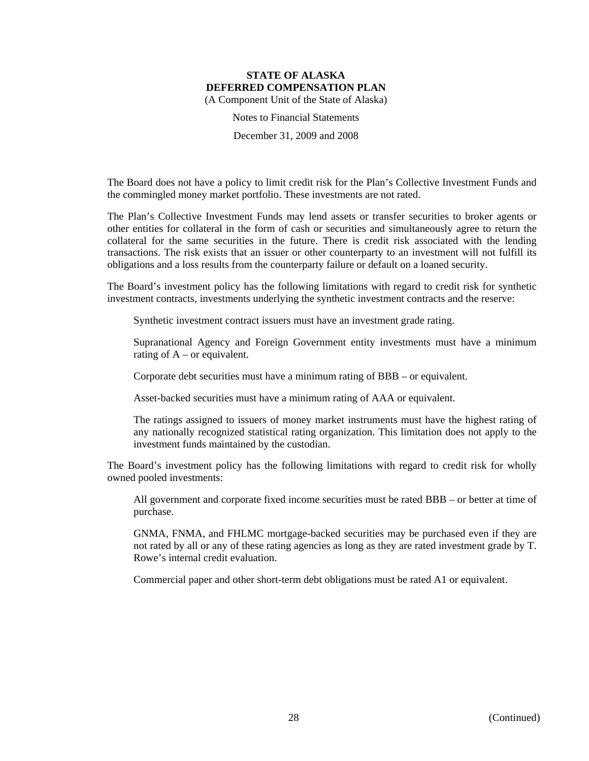The Board does not have a policy to limit credit risk for the Plan's Collective Investment Funds and the commingled money market portfolio. These investments are not rated.

The Plan's Collective Investment Funds may lend assets or transfer securities to broker agents or other entities for collateral in the form of cash or securities and simultaneously agree to return the collateral for the same securities in the future. There is credit risk associated with the lending transactions. The risk exists that an issuer or other counterparty to an investment will not fulfill its obligations and a loss results from the counterparty failure or default on a loaned security.

The Board's investment policy has the following limitations with regard to credit risk for synthetic investment contracts, investments underlying the synthetic investment contracts and the reserve:

Synthetic investment contract issuers must have an investment grade rating.

Supranational Agency and Foreign Government entity investments must have a minimum rating of A – or equivalent.

Corporate debt securities must have a minimum rating of BBB – or equivalent.

Asset-backed securities must have a minimum rating of AAA or equivalent.

The ratings assigned to issuers of money market instruments must have the highest rating of any nationally recognized statistical rating organization. This limitation does not apply to the investment funds maintained by the custodian.

The Board's investment policy has the following limitations with regard to credit risk for wholly owned pooled investments:

All government and corporate fixed income securities must be rated BBB – or better at time of purchase.

GNMA, FNMA, and FHLMC mortgage-backed securities may be purchased even if they are not rated by all or any of these rating agencies as long as they are rated investment grade by T. Rowe's internal credit evaluation.

Commercial paper and other short-term debt obligations must be rated A1 or equivalent.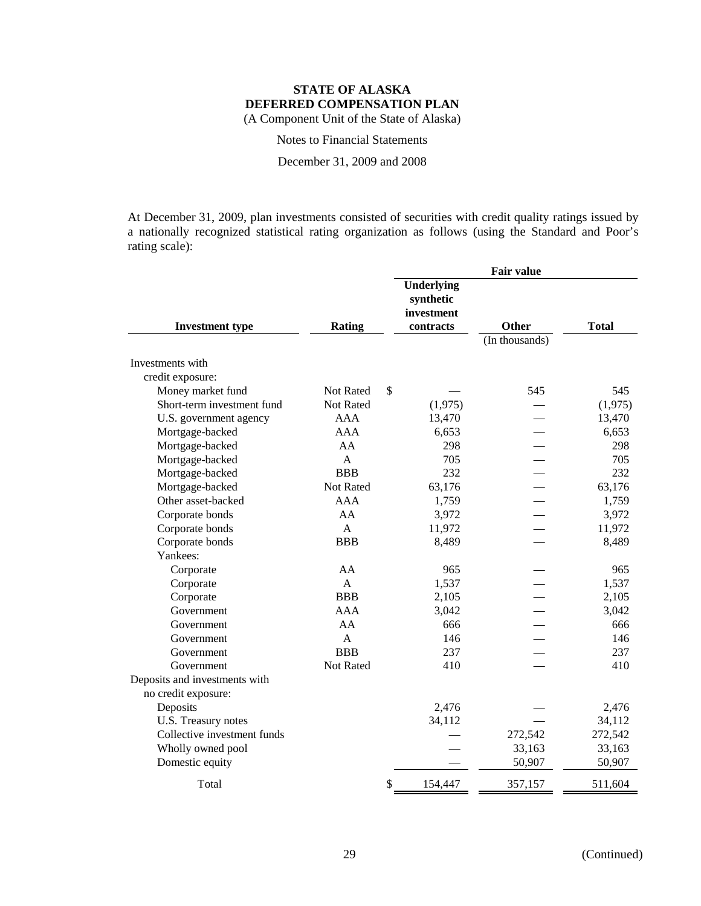**STATE OF ALASKA**
**DEFERRED COMPENSATION PLAN**
(A Component Unit of the State of Alaska)

Notes to Financial Statements

December 31, 2009 and 2008

At December 31, 2009, plan investments consisted of securities with credit quality ratings issued by a nationally recognized statistical rating organization as follows (using the Standard and Poor's rating scale):

| Investment type | Rating | Fair value | | |
|---|---|---|---|---|
| | | **Underlying synthetic investment contracts** | **Other** | **Total** |
| | | | (In thousands) | |
| Investments with credit exposure: | | | | |
| Money market fund | Not Rated | $ — | 545 | 545 |
| Short-term investment fund | Not Rated | (1,975) | — | (1,975) |
| U.S. government agency | AAA | 13,470 | — | 13,470 |
| Mortgage-backed | AAA | 6,653 | — | 6,653 |
| Mortgage-backed | AA | 298 | — | 298 |
| Mortgage-backed | A | 705 | — | 705 |
| Mortgage-backed | BBB | 232 | — | 232 |
| Mortgage-backed | Not Rated | 63,176 | — | 63,176 |
| Other asset-backed | AAA | 1,759 | — | 1,759 |
| Corporate bonds | AA | 3,972 | — | 3,972 |
| Corporate bonds | A | 11,972 | — | 11,972 |
| Corporate bonds | BBB | 8,489 | — | 8,489 |
| Yankees: | | | | |
| Corporate | AA | 965 | — | 965 |
| Corporate | A | 1,537 | — | 1,537 |
| Corporate | BBB | 2,105 | — | 2,105 |
| Government | AAA | 3,042 | — | 3,042 |
| Government | AA | 666 | — | 666 |
| Government | A | 146 | — | 146 |
| Government | BBB | 237 | — | 237 |
| Government | Not Rated | 410 | — | 410 |
| Deposits and investments with no credit exposure: | | | | |
| Deposits | | 2,476 | — | 2,476 |
| U.S. Treasury notes | | 34,112 | — | 34,112 |
| Collective investment funds | | — | 272,542 | 272,542 |
| Wholly owned pool | | — | 33,163 | 33,163 |
| Domestic equity | | — | 50,907 | 50,907 |
| Total | | $ 154,447 | 357,157 | 511,604 |

(Continued)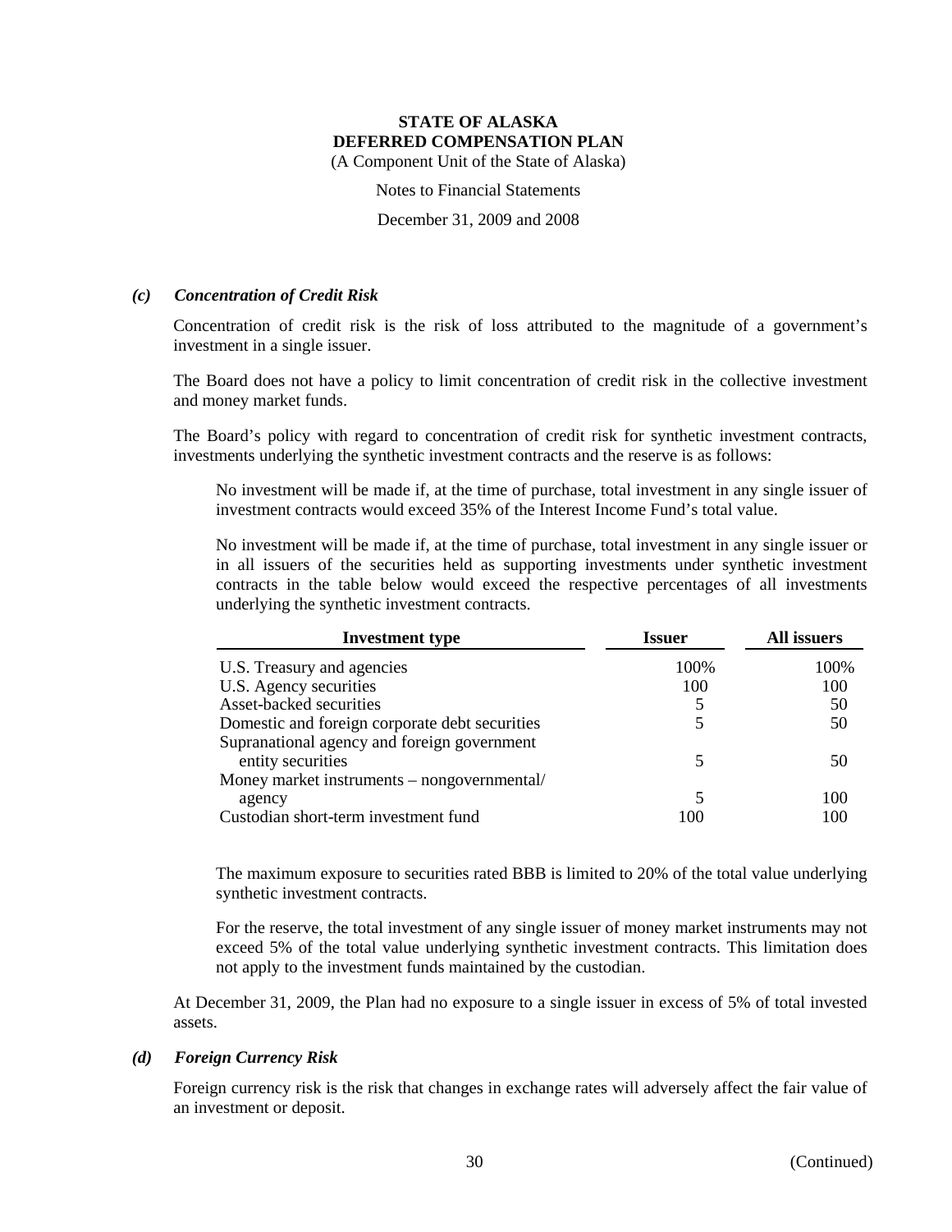### *(c) Concentration of Credit Risk*

Concentration of credit risk is the risk of loss attributed to the magnitude of a government's investment in a single issuer.

The Board does not have a policy to limit concentration of credit risk in the collective investment and money market funds.

The Board's policy with regard to concentration of credit risk for synthetic investment contracts, investments underlying the synthetic investment contracts and the reserve is as follows:

No investment will be made if, at the time of purchase, total investment in any single issuer of investment contracts would exceed 35% of the Interest Income Fund's total value.

No investment will be made if, at the time of purchase, total investment in any single issuer or in all issuers of the securities held as supporting investments under synthetic investment contracts in the table below would exceed the respective percentages of all investments underlying the synthetic investment contracts.

| Investment type | Issuer | All issuers |
|---|---|---|
| U.S. Treasury and agencies | 100% | 100% |
| U.S. Agency securities | 100 | 100 |
| Asset-backed securities | 5 | 50 |
| Domestic and foreign corporate debt securities | 5 | 50 |
| Supranational agency and foreign government entity securities | 5 | 50 |
| Money market instruments – nongovernmental/ agency | 5 | 100 |
| Custodian short-term investment fund | 100 | 100 |

The maximum exposure to securities rated BBB is limited to 20% of the total value underlying synthetic investment contracts.

For the reserve, the total investment of any single issuer of money market instruments may not exceed 5% of the total value underlying synthetic investment contracts. This limitation does not apply to the investment funds maintained by the custodian.

At December 31, 2009, the Plan had no exposure to a single issuer in excess of 5% of total invested assets.

### *(d) Foreign Currency Risk*

Foreign currency risk is the risk that changes in exchange rates will adversely affect the fair value of an investment or deposit.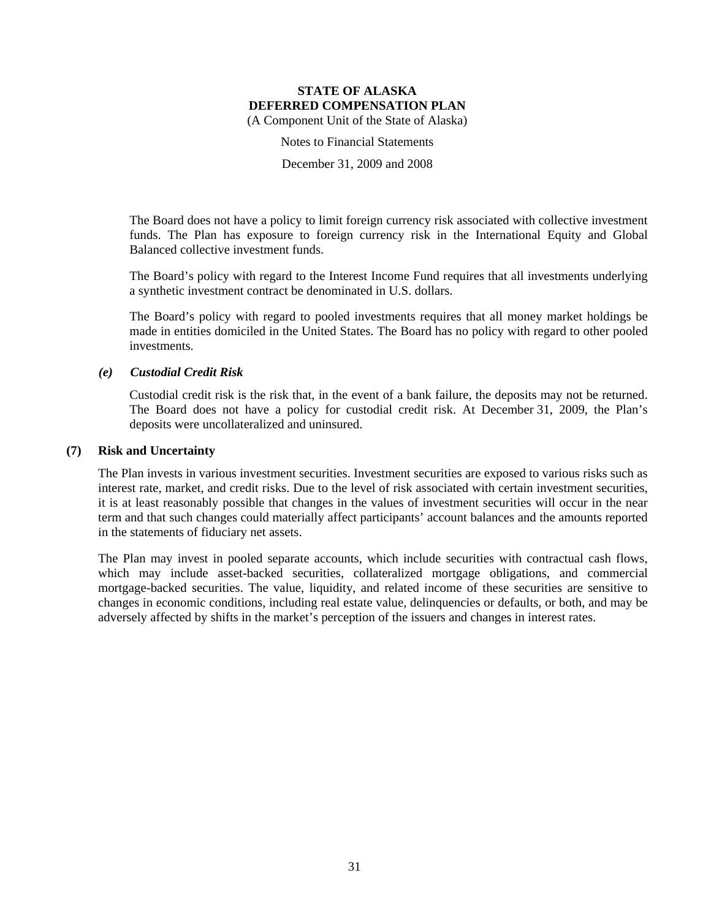The Board does not have a policy to limit foreign currency risk associated with collective investment funds. The Plan has exposure to foreign currency risk in the International Equity and Global Balanced collective investment funds.

The Board's policy with regard to the Interest Income Fund requires that all investments underlying a synthetic investment contract be denominated in U.S. dollars.

The Board's policy with regard to pooled investments requires that all money market holdings be made in entities domiciled in the United States. The Board has no policy with regard to other pooled investments.

### *(e) Custodial Credit Risk*

Custodial credit risk is the risk that, in the event of a bank failure, the deposits may not be returned. The Board does not have a policy for custodial credit risk. At December 31, 2009, the Plan's deposits were uncollateralized and uninsured.

## (7) Risk and Uncertainty

The Plan invests in various investment securities. Investment securities are exposed to various risks such as interest rate, market, and credit risks. Due to the level of risk associated with certain investment securities, it is at least reasonably possible that changes in the values of investment securities will occur in the near term and that such changes could materially affect participants' account balances and the amounts reported in the statements of fiduciary net assets.

The Plan may invest in pooled separate accounts, which include securities with contractual cash flows, which may include asset-backed securities, collateralized mortgage obligations, and commercial mortgage-backed securities. The value, liquidity, and related income of these securities are sensitive to changes in economic conditions, including real estate value, delinquencies or defaults, or both, and may be adversely affected by shifts in the market's perception of the issuers and changes in interest rates.